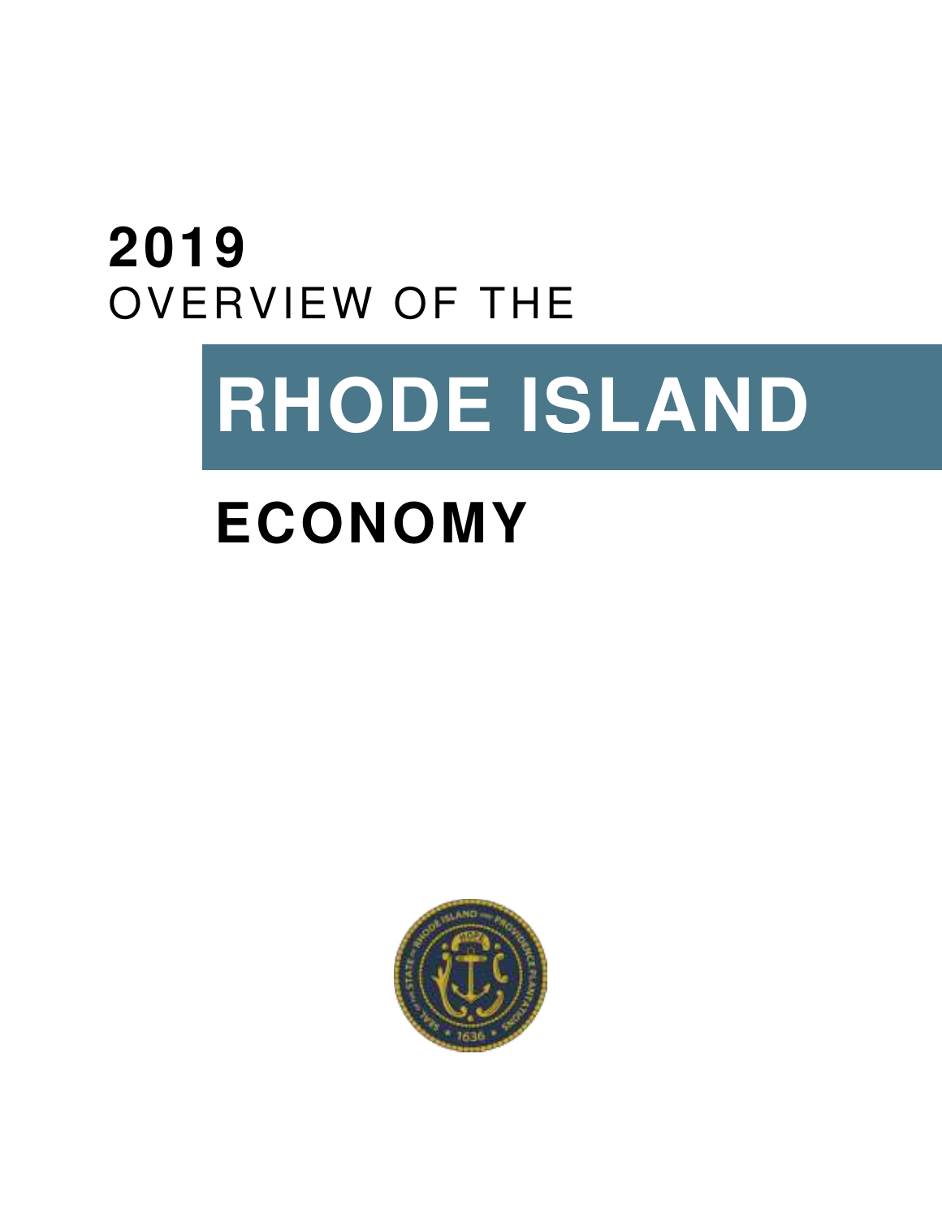# 2019
## OVERVIEW OF THE

# RHODE ISLAND

# ECONOMY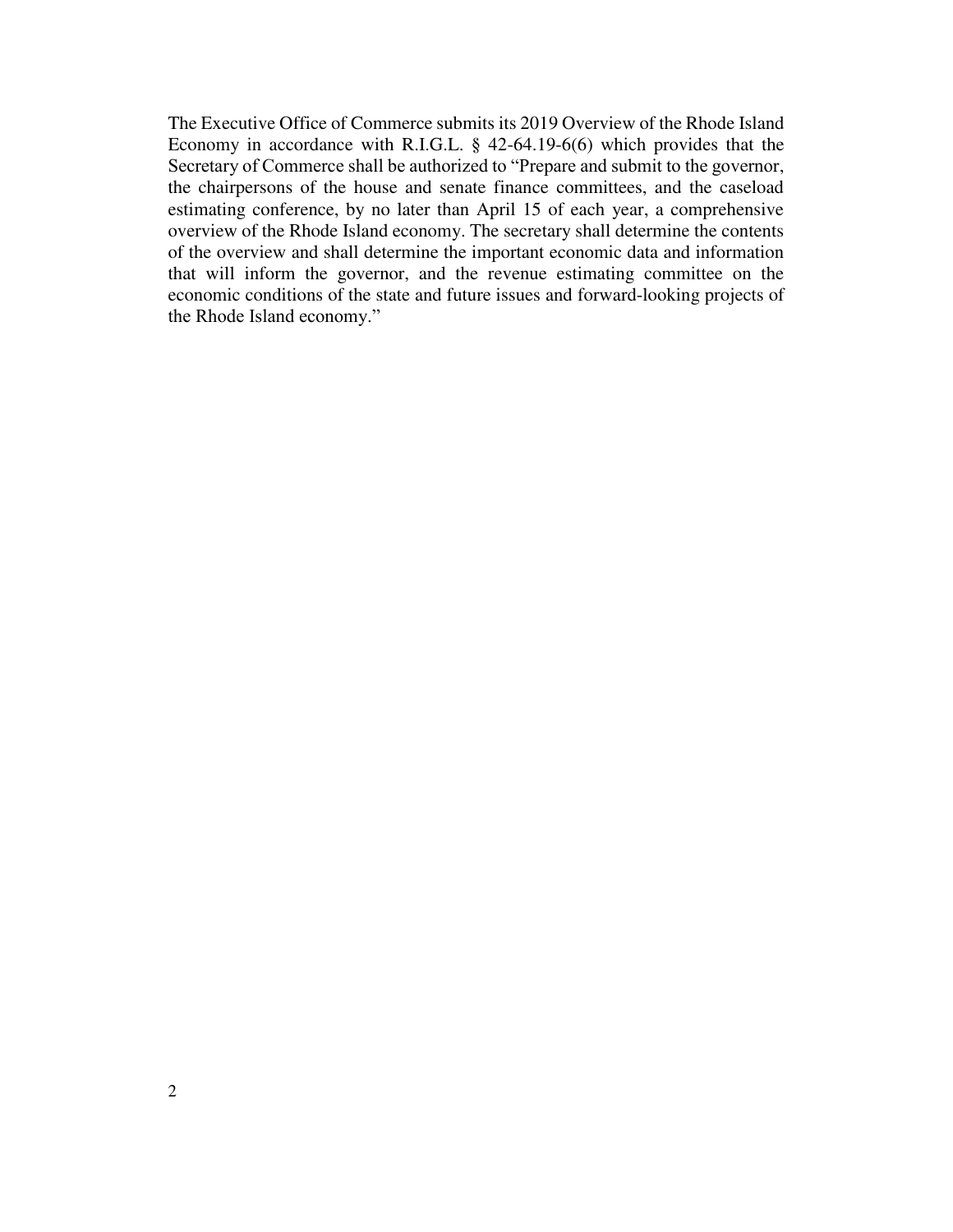The Executive Office of Commerce submits its 2019 Overview of the Rhode Island Economy in accordance with R.I.G.L. § 42-64.19-6(6) which provides that the Secretary of Commerce shall be authorized to "Prepare and submit to the governor, the chairpersons of the house and senate finance committees, and the caseload estimating conference, by no later than April 15 of each year, a comprehensive overview of the Rhode Island economy. The secretary shall determine the contents of the overview and shall determine the important economic data and information that will inform the governor, and the revenue estimating committee on the economic conditions of the state and future issues and forward-looking projects of the Rhode Island economy."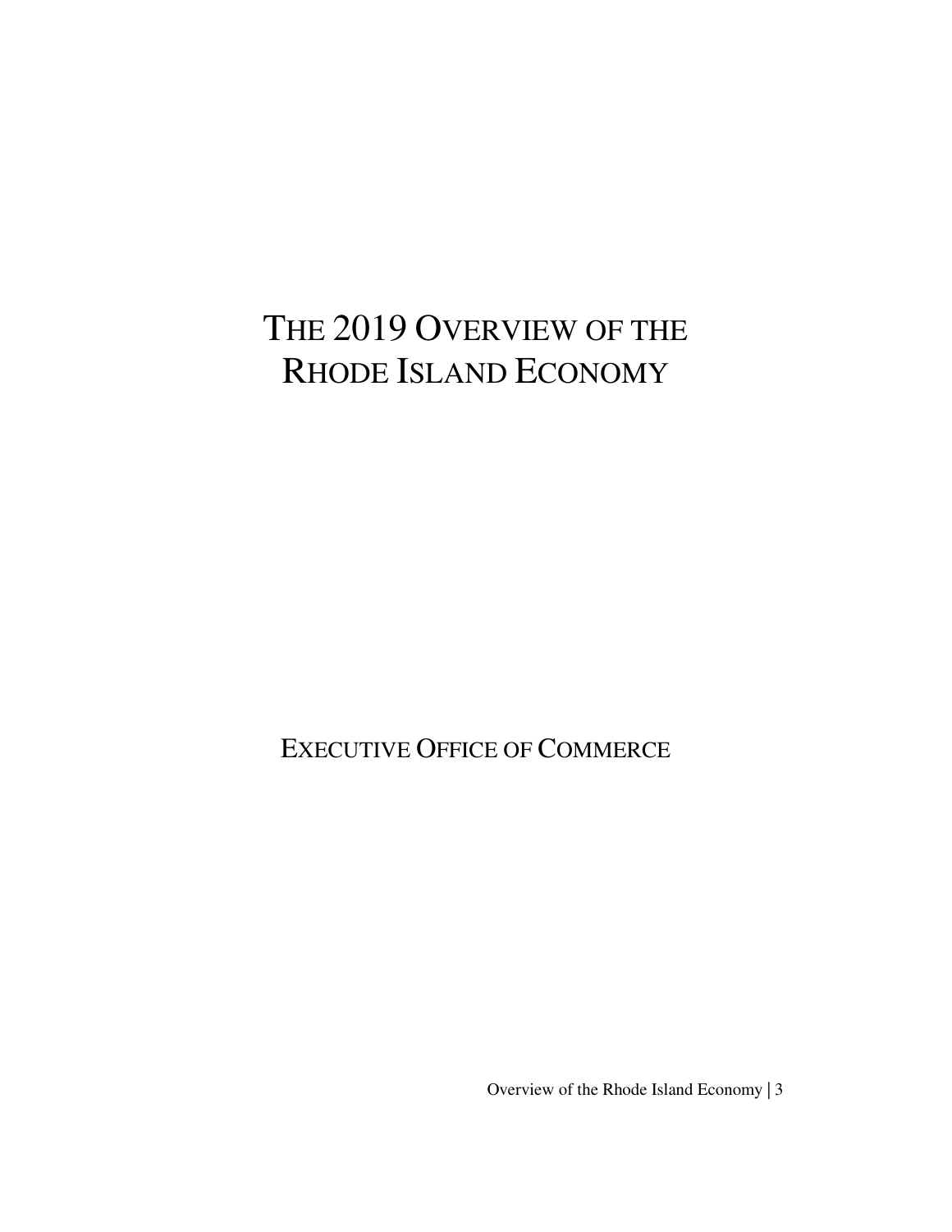# THE 2019 OVERVIEW OF THE RHODE ISLAND ECONOMY

EXECUTIVE OFFICE OF COMMERCE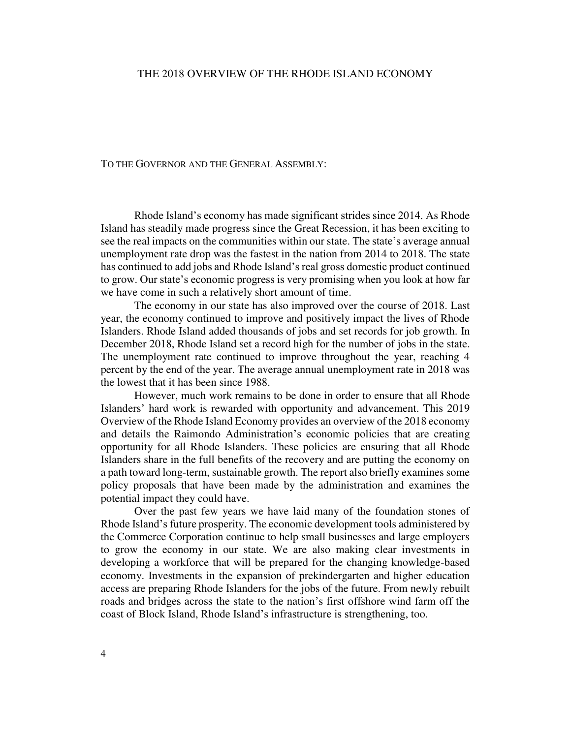# THE 2018 OVERVIEW OF THE RHODE ISLAND ECONOMY

TO THE GOVERNOR AND THE GENERAL ASSEMBLY:

Rhode Island's economy has made significant strides since 2014. As Rhode Island has steadily made progress since the Great Recession, it has been exciting to see the real impacts on the communities within our state. The state's average annual unemployment rate drop was the fastest in the nation from 2014 to 2018. The state has continued to add jobs and Rhode Island's real gross domestic product continued to grow. Our state's economic progress is very promising when you look at how far we have come in such a relatively short amount of time.

The economy in our state has also improved over the course of 2018. Last year, the economy continued to improve and positively impact the lives of Rhode Islanders. Rhode Island added thousands of jobs and set records for job growth. In December 2018, Rhode Island set a record high for the number of jobs in the state. The unemployment rate continued to improve throughout the year, reaching 4 percent by the end of the year. The average annual unemployment rate in 2018 was the lowest that it has been since 1988.

However, much work remains to be done in order to ensure that all Rhode Islanders' hard work is rewarded with opportunity and advancement. This 2019 Overview of the Rhode Island Economy provides an overview of the 2018 economy and details the Raimondo Administration's economic policies that are creating opportunity for all Rhode Islanders. These policies are ensuring that all Rhode Islanders share in the full benefits of the recovery and are putting the economy on a path toward long-term, sustainable growth. The report also briefly examines some policy proposals that have been made by the administration and examines the potential impact they could have.

Over the past few years we have laid many of the foundation stones of Rhode Island's future prosperity. The economic development tools administered by the Commerce Corporation continue to help small businesses and large employers to grow the economy in our state. We are also making clear investments in developing a workforce that will be prepared for the changing knowledge-based economy. Investments in the expansion of prekindergarten and higher education access are preparing Rhode Islanders for the jobs of the future. From newly rebuilt roads and bridges across the state to the nation's first offshore wind farm off the coast of Block Island, Rhode Island's infrastructure is strengthening, too.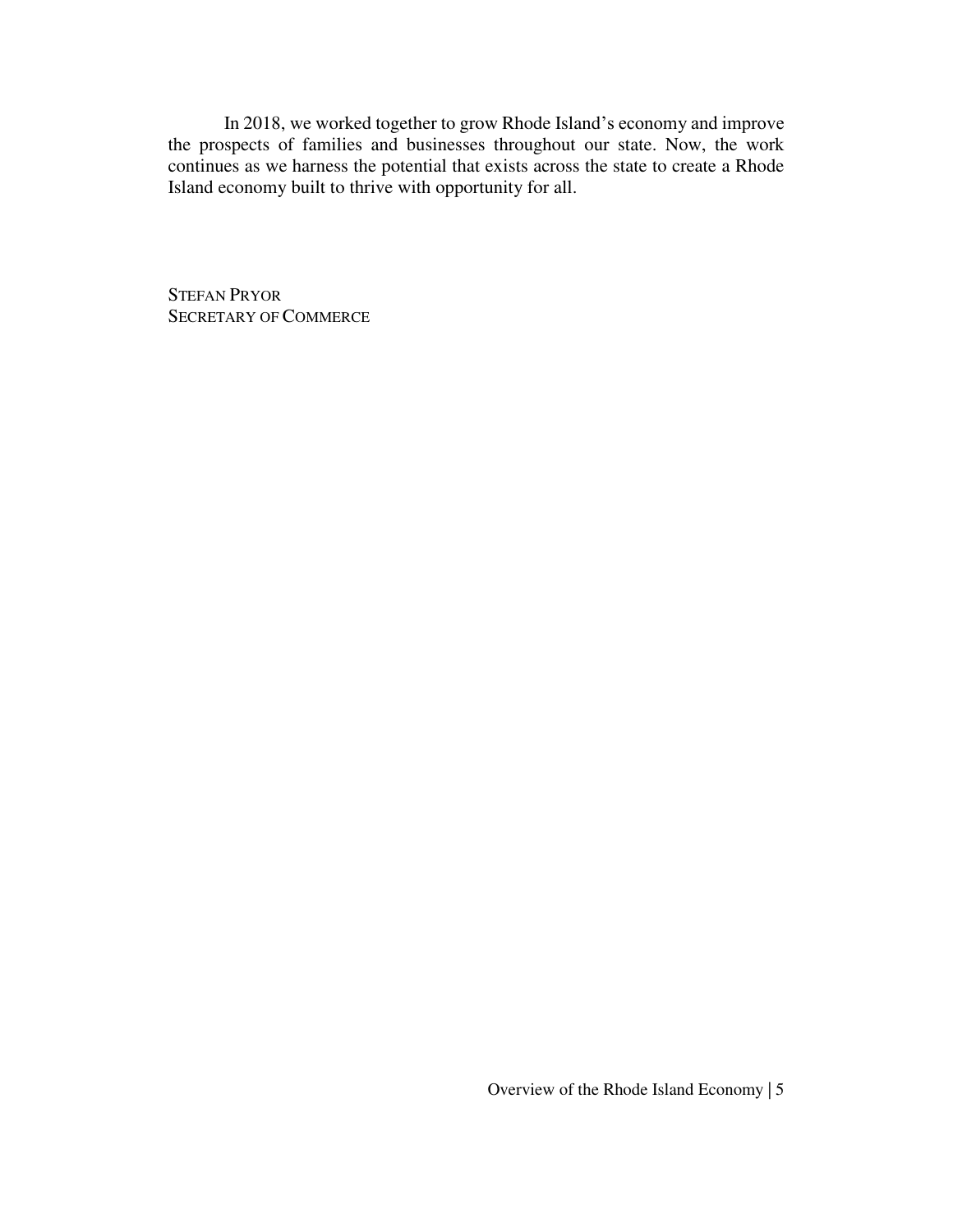In 2018, we worked together to grow Rhode Island's economy and improve the prospects of families and businesses throughout our state. Now, the work continues as we harness the potential that exists across the state to create a Rhode Island economy built to thrive with opportunity for all.

STEFAN PRYOR
SECRETARY OF COMMERCE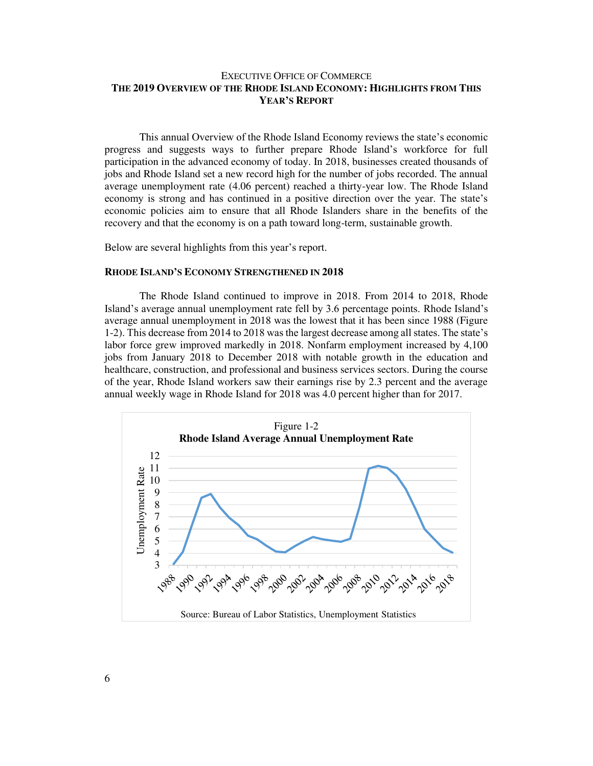EXECUTIVE OFFICE OF COMMERCE

**THE 2019 OVERVIEW OF THE RHODE ISLAND ECONOMY: HIGHLIGHTS FROM THIS YEAR'S REPORT**

This annual Overview of the Rhode Island Economy reviews the state's economic progress and suggests ways to further prepare Rhode Island's workforce for full participation in the advanced economy of today. In 2018, businesses created thousands of jobs and Rhode Island set a new record high for the number of jobs recorded. The annual average unemployment rate (4.06 percent) reached a thirty-year low. The Rhode Island economy is strong and has continued in a positive direction over the year. The state's economic policies aim to ensure that all Rhode Islanders share in the benefits of the recovery and that the economy is on a path toward long-term, sustainable growth.

Below are several highlights from this year's report.

**RHODE ISLAND'S ECONOMY STRENGTHENED IN 2018**

The Rhode Island continued to improve in 2018. From 2014 to 2018, Rhode Island's average annual unemployment rate fell by 3.6 percentage points. Rhode Island's average annual unemployment in 2018 was the lowest that it has been since 1988 (Figure 1-2). This decrease from 2014 to 2018 was the largest decrease among all states. The state's labor force grew improved markedly in 2018. Nonfarm employment increased by 4,100 jobs from January 2018 to December 2018 with notable growth in the education and healthcare, construction, and professional and business services sectors. During the course of the year, Rhode Island workers saw their earnings rise by 2.3 percent and the average annual weekly wage in Rhode Island for 2018 was 4.0 percent higher than for 2017.

Figure 1-2

**Rhode Island Average Annual Unemployment Rate**

Source: Bureau of Labor Statistics, Unemployment Statistics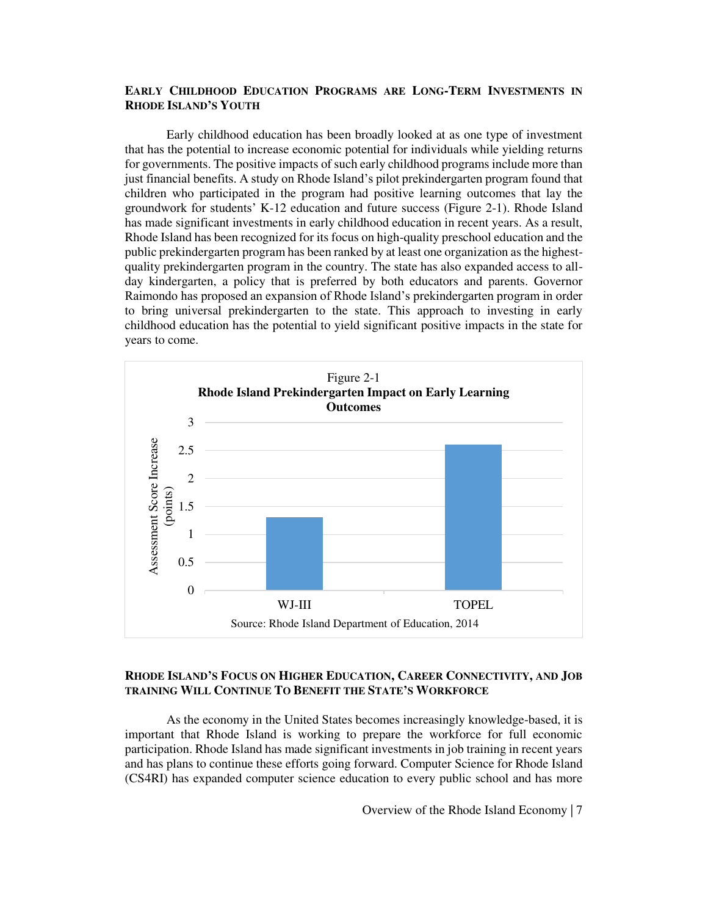## Early Childhood Education Programs are Long-Term Investments in Rhode Island's Youth

Early childhood education has been broadly looked at as one type of investment that has the potential to increase economic potential for individuals while yielding returns for governments. The positive impacts of such early childhood programs include more than just financial benefits. A study on Rhode Island's pilot prekindergarten program found that children who participated in the program had positive learning outcomes that lay the groundwork for students' K-12 education and future success (Figure 2-1). Rhode Island has made significant investments in early childhood education in recent years. As a result, Rhode Island has been recognized for its focus on high-quality preschool education and the public prekindergarten program has been ranked by at least one organization as the highest-quality prekindergarten program in the country. The state has also expanded access to all-day kindergarten, a policy that is preferred by both educators and parents. Governor Raimondo has proposed an expansion of Rhode Island's prekindergarten program in order to bring universal prekindergarten to the state. This approach to investing in early childhood education has the potential to yield significant positive impacts in the state for years to come.

Figure 2-1
**Rhode Island Prekindergarten Impact on Early Learning Outcomes**

| Assessment | Assessment Score Increase (points) |
|---|---|
| WJ-III | 1.3 |
| TOPEL | 2.6 |

Source: Rhode Island Department of Education, 2014

## Rhode Island's Focus on Higher Education, Career Connectivity, and Job Training Will Continue To Benefit the State's Workforce

As the economy in the United States becomes increasingly knowledge-based, it is important that Rhode Island is working to prepare the workforce for full economic participation. Rhode Island has made significant investments in job training in recent years and has plans to continue these efforts going forward. Computer Science for Rhode Island (CS4RI) has expanded computer science education to every public school and has more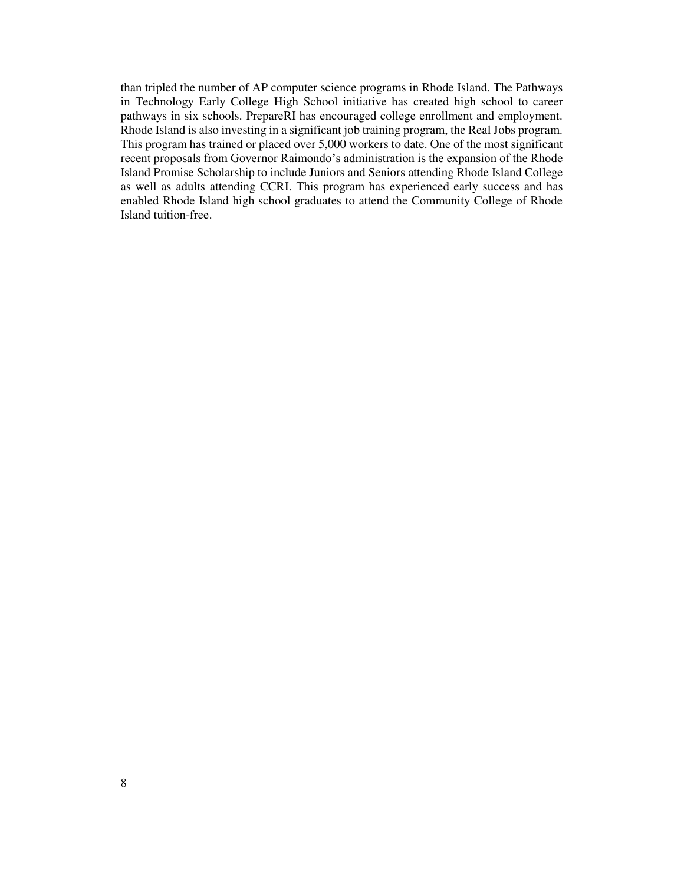than tripled the number of AP computer science programs in Rhode Island. The Pathways in Technology Early College High School initiative has created high school to career pathways in six schools. PrepareRI has encouraged college enrollment and employment. Rhode Island is also investing in a significant job training program, the Real Jobs program. This program has trained or placed over 5,000 workers to date. One of the most significant recent proposals from Governor Raimondo's administration is the expansion of the Rhode Island Promise Scholarship to include Juniors and Seniors attending Rhode Island College as well as adults attending CCRI. This program has experienced early success and has enabled Rhode Island high school graduates to attend the Community College of Rhode Island tuition-free.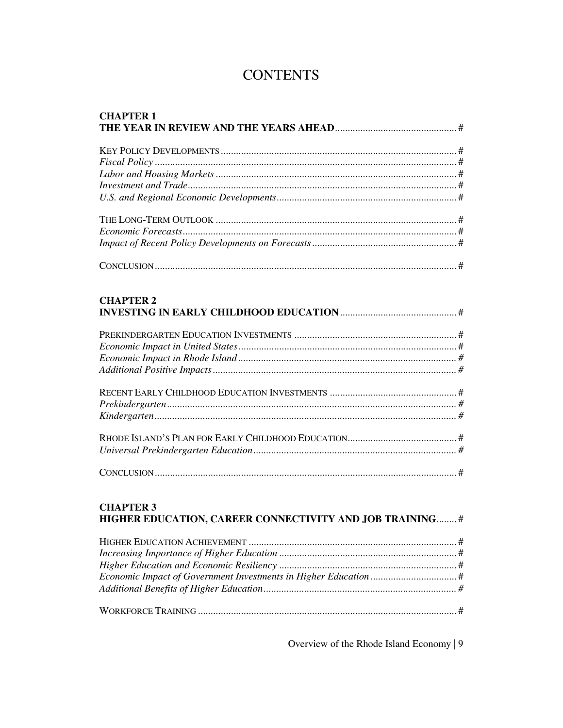# CONTENTS

**CHAPTER 1**
**THE YEAR IN REVIEW AND THE YEARS AHEAD** .......... #

KEY POLICY DEVELOPMENTS .......... #
*Fiscal Policy* .......... #
*Labor and Housing Markets* .......... #
*Investment and Trade* .......... #
*U.S. and Regional Economic Developments* .......... #

THE LONG-TERM OUTLOOK .......... #
*Economic Forecasts* .......... #
*Impact of Recent Policy Developments on Forecasts* .......... #

CONCLUSION .......... #

**CHAPTER 2**
**INVESTING IN EARLY CHILDHOOD EDUCATION** .......... #

PREKINDERGARTEN EDUCATION INVESTMENTS .......... #
*Economic Impact in United States* .......... #
*Economic Impact in Rhode Island* .......... #
*Additional Positive Impacts* .......... #

RECENT EARLY CHILDHOOD EDUCATION INVESTMENTS .......... #
*Prekindergarten* .......... #
*Kindergarten* .......... #

RHODE ISLAND'S PLAN FOR EARLY CHILDHOOD EDUCATION .......... #
*Universal Prekindergarten Education* .......... #

CONCLUSION .......... #

**CHAPTER 3**
**HIGHER EDUCATION, CAREER CONNECTIVITY AND JOB TRAINING** .......... #

HIGHER EDUCATION ACHIEVEMENT .......... #
*Increasing Importance of Higher Education* .......... #
*Higher Education and Economic Resiliency* .......... #
*Economic Impact of Government Investments in Higher Education* .......... #
*Additional Benefits of Higher Education* .......... #

WORKFORCE TRAINING .......... #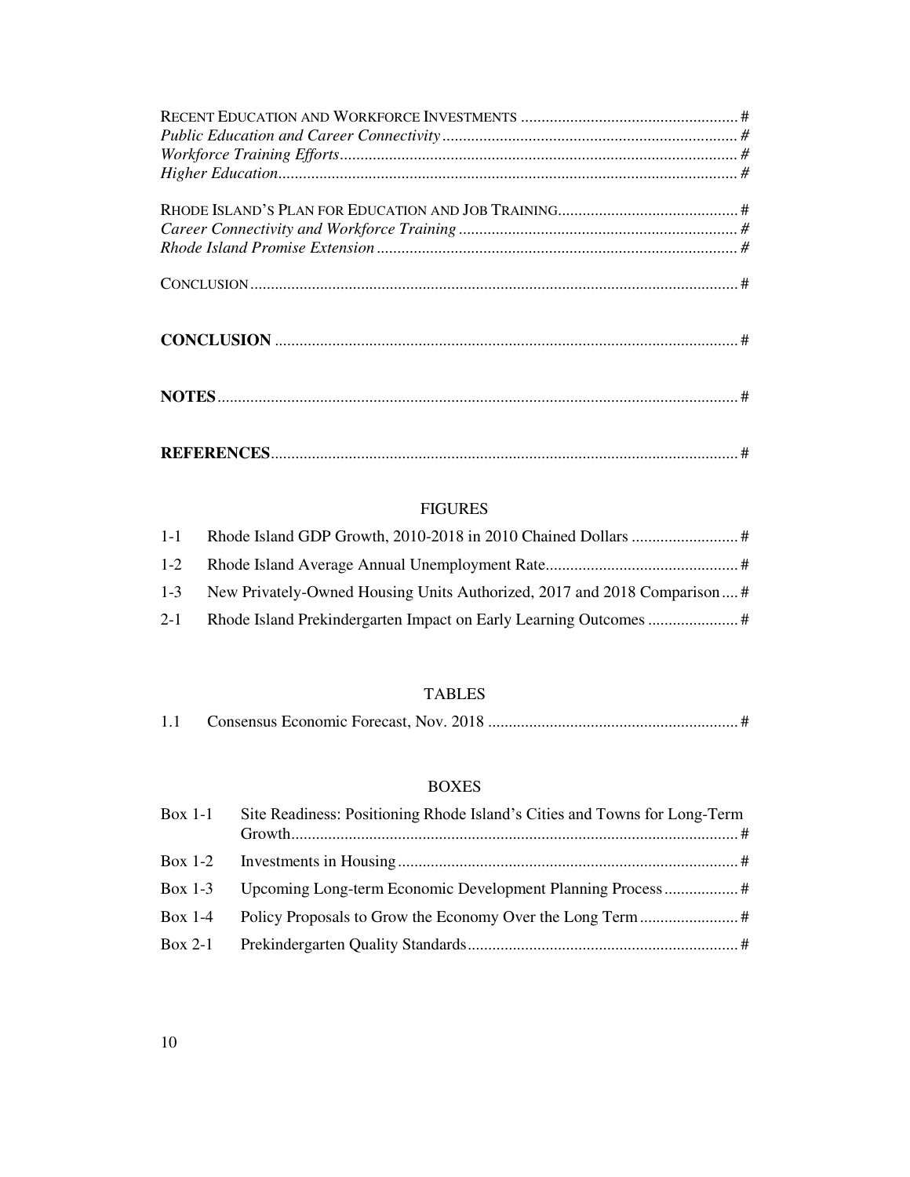RECENT EDUCATION AND WORKFORCE INVESTMENTS .......... #

*Public Education and Career Connectivity* .......... *#*

*Workforce Training Efforts* .......... *#*

*Higher Education* .......... *#*

RHODE ISLAND'S PLAN FOR EDUCATION AND JOB TRAINING .......... #

*Career Connectivity and Workforce Training* .......... *#*

*Rhode Island Promise Extension* .......... *#*

CONCLUSION .......... #

**CONCLUSION** .......... #

**NOTES** .......... #

**REFERENCES** .......... #

## FIGURES

| | | |
|---|---|---|
| 1-1 | Rhode Island GDP Growth, 2010-2018 in 2010 Chained Dollars | # |
| 1-2 | Rhode Island Average Annual Unemployment Rate | # |
| 1-3 | New Privately-Owned Housing Units Authorized, 2017 and 2018 Comparison | # |
| 2-1 | Rhode Island Prekindergarten Impact on Early Learning Outcomes | # |

## TABLES

| | | |
|---|---|---|
| 1.1 | Consensus Economic Forecast, Nov. 2018 | # |

## BOXES

| | | |
|---|---|---|
| Box 1-1 | Site Readiness: Positioning Rhode Island's Cities and Towns for Long-Term Growth | # |
| Box 1-2 | Investments in Housing | # |
| Box 1-3 | Upcoming Long-term Economic Development Planning Process | # |
| Box 1-4 | Policy Proposals to Grow the Economy Over the Long Term | # |
| Box 2-1 | Prekindergarten Quality Standards | # |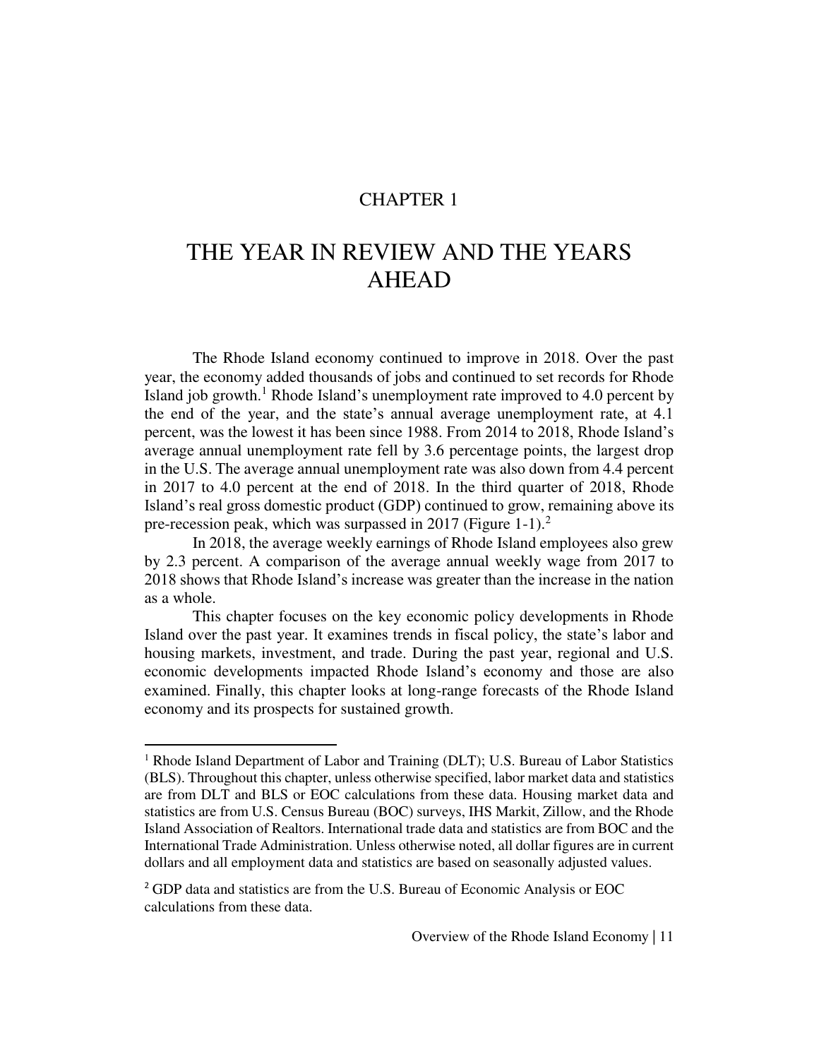# CHAPTER 1

# THE YEAR IN REVIEW AND THE YEARS AHEAD

The Rhode Island economy continued to improve in 2018. Over the past year, the economy added thousands of jobs and continued to set records for Rhode Island job growth.[1] Rhode Island's unemployment rate improved to 4.0 percent by the end of the year, and the state's annual average unemployment rate, at 4.1 percent, was the lowest it has been since 1988. From 2014 to 2018, Rhode Island's average annual unemployment rate fell by 3.6 percentage points, the largest drop in the U.S. The average annual unemployment rate was also down from 4.4 percent in 2017 to 4.0 percent at the end of 2018. In the third quarter of 2018, Rhode Island's real gross domestic product (GDP) continued to grow, remaining above its pre-recession peak, which was surpassed in 2017 (Figure 1-1).[2]

In 2018, the average weekly earnings of Rhode Island employees also grew by 2.3 percent. A comparison of the average annual weekly wage from 2017 to 2018 shows that Rhode Island's increase was greater than the increase in the nation as a whole.

This chapter focuses on the key economic policy developments in Rhode Island over the past year. It examines trends in fiscal policy, the state's labor and housing markets, investment, and trade. During the past year, regional and U.S. economic developments impacted Rhode Island's economy and those are also examined. Finally, this chapter looks at long-range forecasts of the Rhode Island economy and its prospects for sustained growth.

---

[1] Rhode Island Department of Labor and Training (DLT); U.S. Bureau of Labor Statistics (BLS). Throughout this chapter, unless otherwise specified, labor market data and statistics are from DLT and BLS or EOC calculations from these data. Housing market data and statistics are from U.S. Census Bureau (BOC) surveys, IHS Markit, Zillow, and the Rhode Island Association of Realtors. International trade data and statistics are from BOC and the International Trade Administration. Unless otherwise noted, all dollar figures are in current dollars and all employment data and statistics are based on seasonally adjusted values.

[2] GDP data and statistics are from the U.S. Bureau of Economic Analysis or EOC calculations from these data.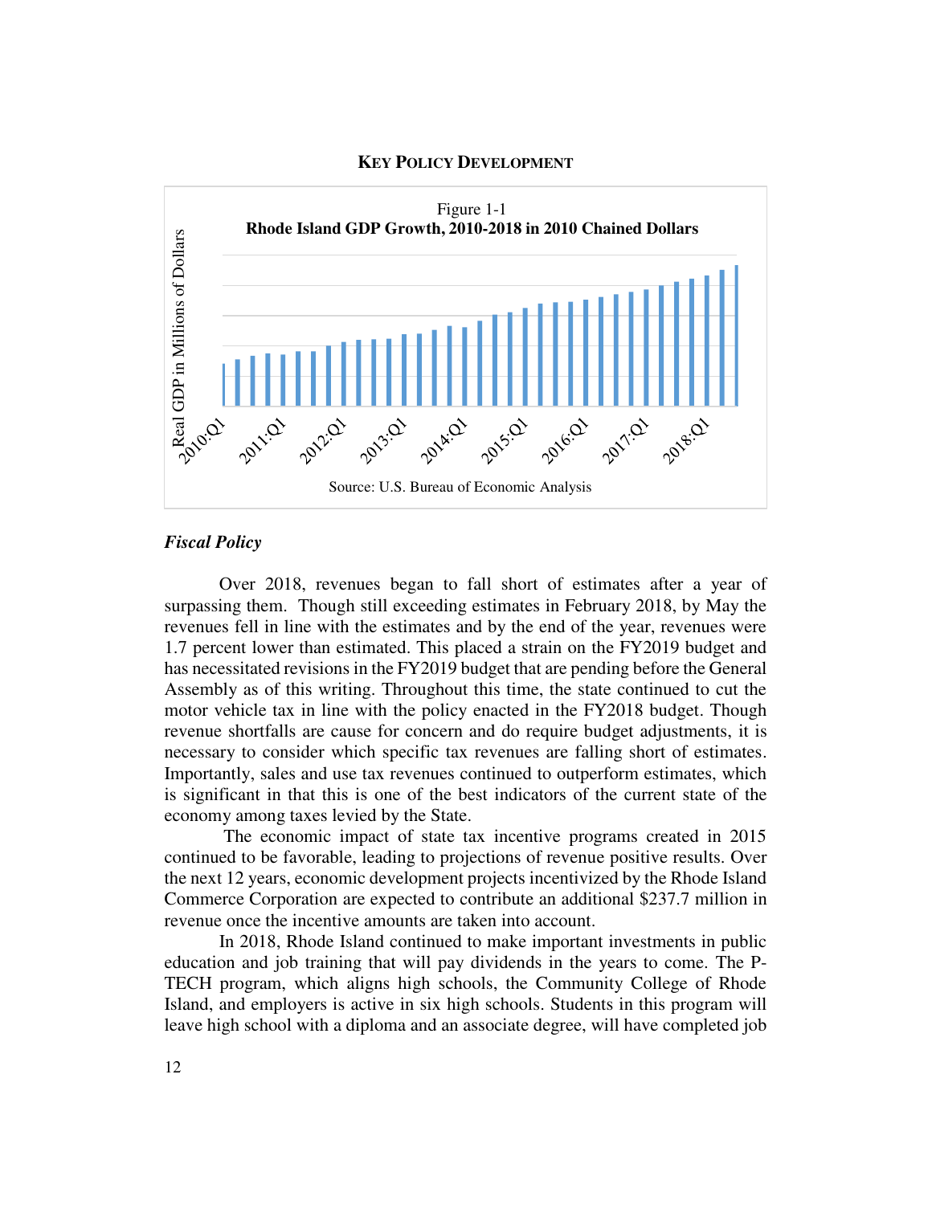## Key Policy Development

Figure 1-1

**Rhode Island GDP Growth, 2010-2018 in 2010 Chained Dollars**

Source: U.S. Bureau of Economic Analysis

### *Fiscal Policy*

Over 2018, revenues began to fall short of estimates after a year of surpassing them. Though still exceeding estimates in February 2018, by May the revenues fell in line with the estimates and by the end of the year, revenues were 1.7 percent lower than estimated. This placed a strain on the FY2019 budget and has necessitated revisions in the FY2019 budget that are pending before the General Assembly as of this writing. Throughout this time, the state continued to cut the motor vehicle tax in line with the policy enacted in the FY2018 budget. Though revenue shortfalls are cause for concern and do require budget adjustments, it is necessary to consider which specific tax revenues are falling short of estimates. Importantly, sales and use tax revenues continued to outperform estimates, which is significant in that this is one of the best indicators of the current state of the economy among taxes levied by the State.

The economic impact of state tax incentive programs created in 2015 continued to be favorable, leading to projections of revenue positive results. Over the next 12 years, economic development projects incentivized by the Rhode Island Commerce Corporation are expected to contribute an additional $237.7 million in revenue once the incentive amounts are taken into account.

In 2018, Rhode Island continued to make important investments in public education and job training that will pay dividends in the years to come. The P-TECH program, which aligns high schools, the Community College of Rhode Island, and employers is active in six high schools. Students in this program will leave high school with a diploma and an associate degree, will have completed job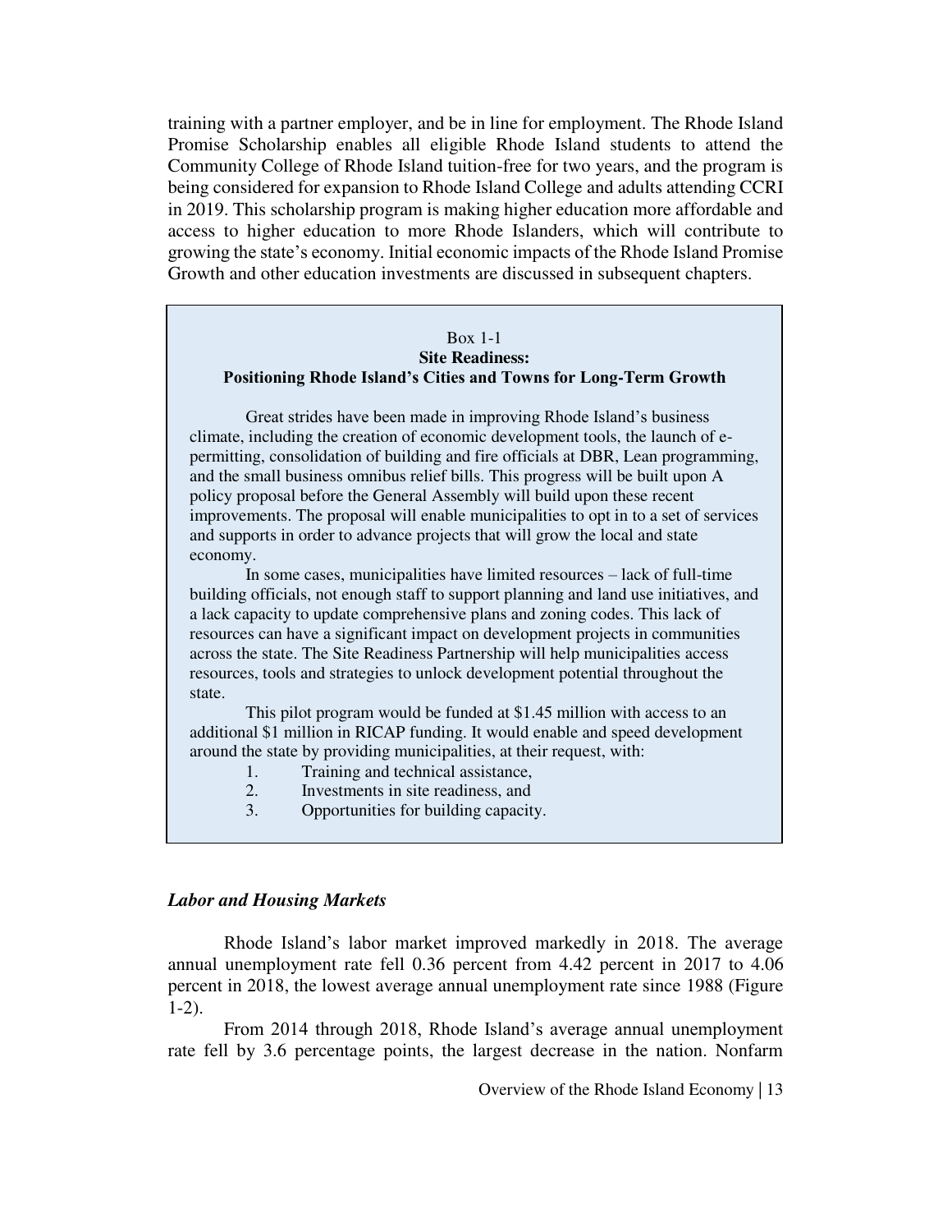training with a partner employer, and be in line for employment. The Rhode Island Promise Scholarship enables all eligible Rhode Island students to attend the Community College of Rhode Island tuition-free for two years, and the program is being considered for expansion to Rhode Island College and adults attending CCRI in 2019. This scholarship program is making higher education more affordable and access to higher education to more Rhode Islanders, which will contribute to growing the state's economy. Initial economic impacts of the Rhode Island Promise Growth and other education investments are discussed in subsequent chapters.

> Box 1-1
> **Site Readiness:**
> **Positioning Rhode Island's Cities and Towns for Long-Term Growth**
>
> Great strides have been made in improving Rhode Island's business climate, including the creation of economic development tools, the launch of e-permitting, consolidation of building and fire officials at DBR, Lean programming, and the small business omnibus relief bills. This progress will be built upon A policy proposal before the General Assembly will build upon these recent improvements. The proposal will enable municipalities to opt in to a set of services and supports in order to advance projects that will grow the local and state economy.
>
> In some cases, municipalities have limited resources – lack of full-time building officials, not enough staff to support planning and land use initiatives, and a lack capacity to update comprehensive plans and zoning codes. This lack of resources can have a significant impact on development projects in communities across the state. The Site Readiness Partnership will help municipalities access resources, tools and strategies to unlock development potential throughout the state.
>
> This pilot program would be funded at $1.45 million with access to an additional $1 million in RICAP funding. It would enable and speed development around the state by providing municipalities, at their request, with:
>
> 1. Training and technical assistance,
> 2. Investments in site readiness, and
> 3. Opportunities for building capacity.

### *Labor and Housing Markets*

Rhode Island's labor market improved markedly in 2018. The average annual unemployment rate fell 0.36 percent from 4.42 percent in 2017 to 4.06 percent in 2018, the lowest average annual unemployment rate since 1988 (Figure 1-2).

From 2014 through 2018, Rhode Island's average annual unemployment rate fell by 3.6 percentage points, the largest decrease in the nation. Nonfarm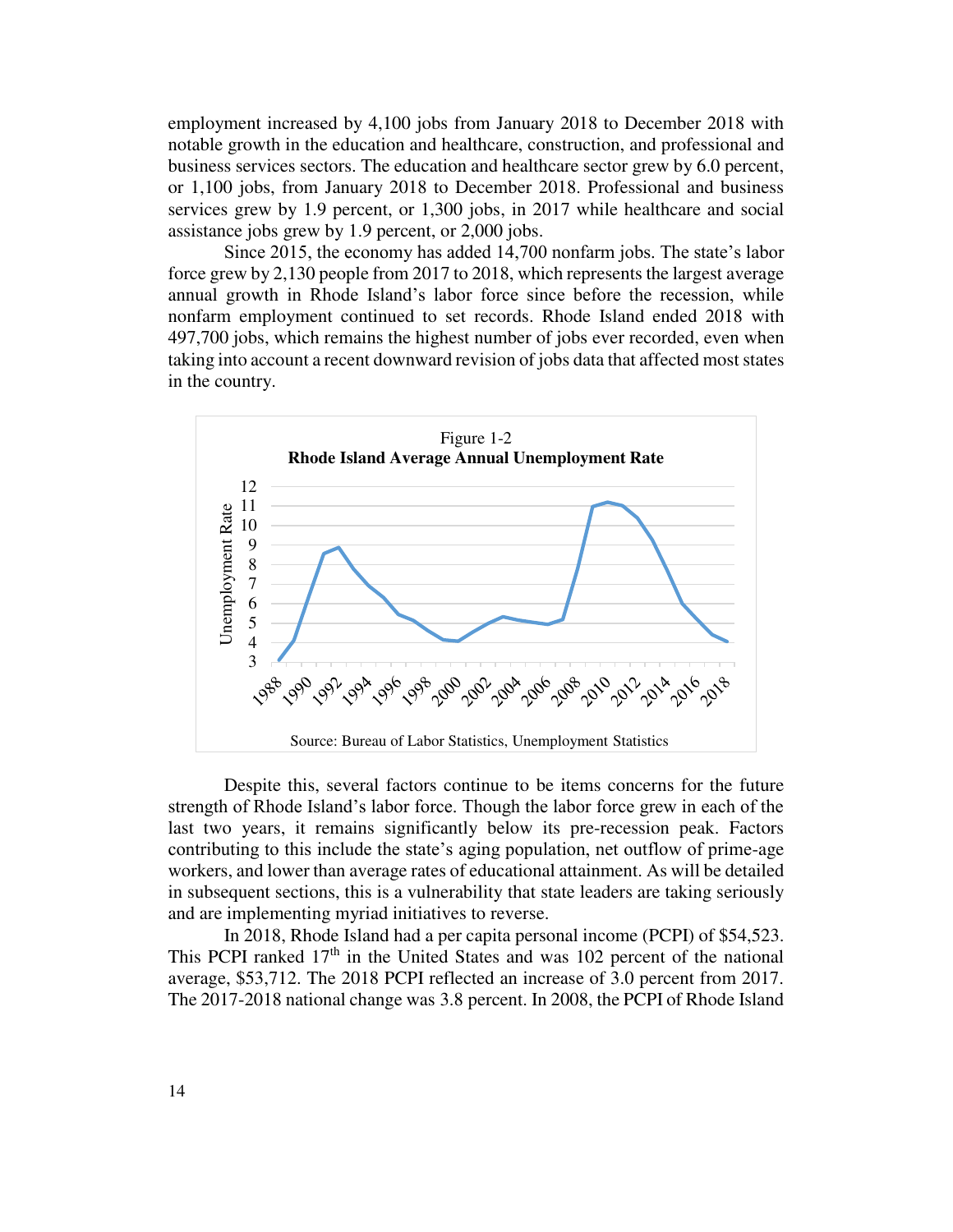employment increased by 4,100 jobs from January 2018 to December 2018 with notable growth in the education and healthcare, construction, and professional and business services sectors. The education and healthcare sector grew by 6.0 percent, or 1,100 jobs, from January 2018 to December 2018. Professional and business services grew by 1.9 percent, or 1,300 jobs, in 2017 while healthcare and social assistance jobs grew by 1.9 percent, or 2,000 jobs.

Since 2015, the economy has added 14,700 nonfarm jobs. The state's labor force grew by 2,130 people from 2017 to 2018, which represents the largest average annual growth in Rhode Island's labor force since before the recession, while nonfarm employment continued to set records. Rhode Island ended 2018 with 497,700 jobs, which remains the highest number of jobs ever recorded, even when taking into account a recent downward revision of jobs data that affected most states in the country.

Figure 1-2
**Rhode Island Average Annual Unemployment Rate**

Source: Bureau of Labor Statistics, Unemployment Statistics

Despite this, several factors continue to be items concerns for the future strength of Rhode Island's labor force. Though the labor force grew in each of the last two years, it remains significantly below its pre-recession peak. Factors contributing to this include the state's aging population, net outflow of prime-age workers, and lower than average rates of educational attainment. As will be detailed in subsequent sections, this is a vulnerability that state leaders are taking seriously and are implementing myriad initiatives to reverse.

In 2018, Rhode Island had a per capita personal income (PCPI) of $54,523. This PCPI ranked 17th in the United States and was 102 percent of the national average, $53,712. The 2018 PCPI reflected an increase of 3.0 percent from 2017. The 2017-2018 national change was 3.8 percent. In 2008, the PCPI of Rhode Island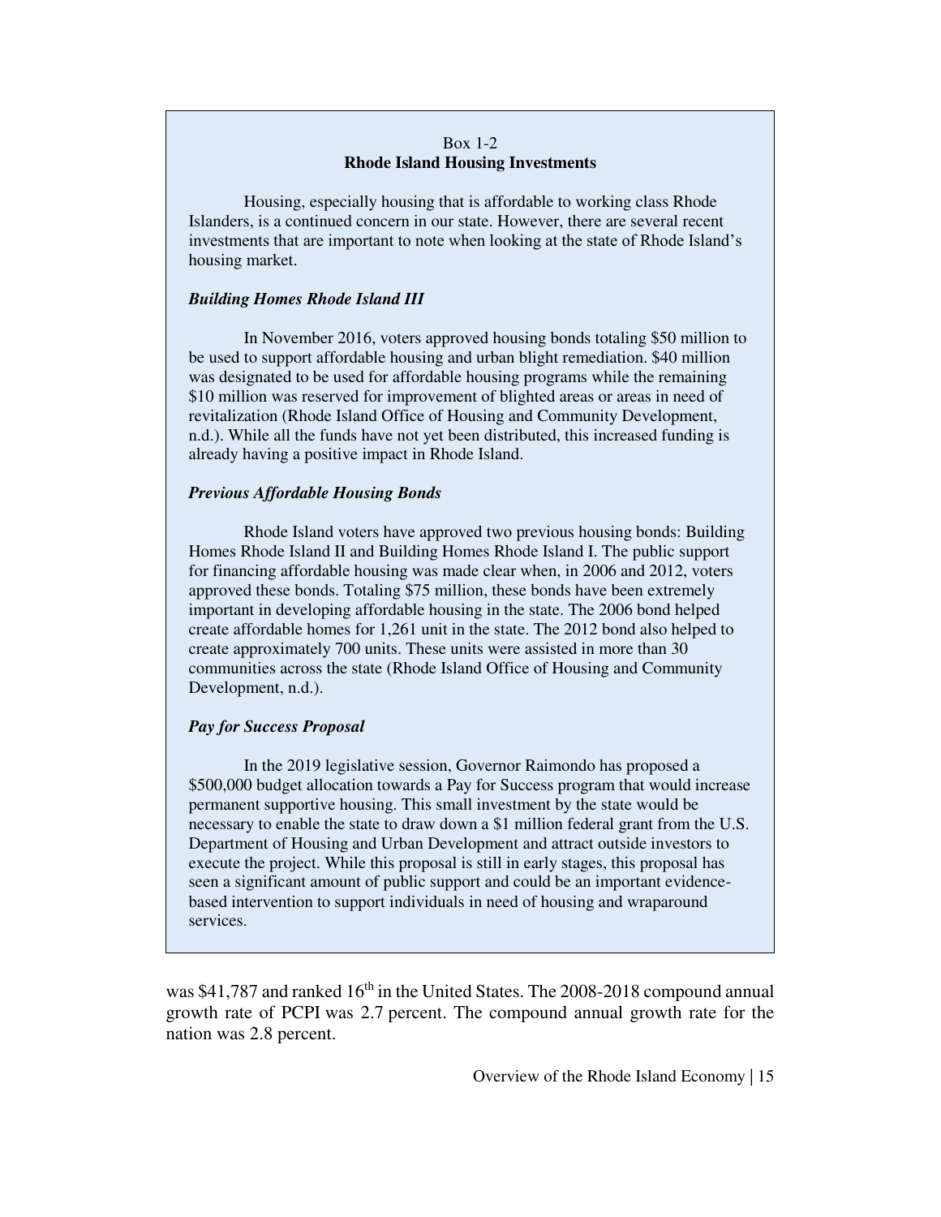Box 1-2

**Rhode Island Housing Investments**

Housing, especially housing that is affordable to working class Rhode Islanders, is a continued concern in our state. However, there are several recent investments that are important to note when looking at the state of Rhode Island's housing market.

***Building Homes Rhode Island III***

In November 2016, voters approved housing bonds totaling $50 million to be used to support affordable housing and urban blight remediation. $40 million was designated to be used for affordable housing programs while the remaining $10 million was reserved for improvement of blighted areas or areas in need of revitalization (Rhode Island Office of Housing and Community Development, n.d.). While all the funds have not yet been distributed, this increased funding is already having a positive impact in Rhode Island.

***Previous Affordable Housing Bonds***

Rhode Island voters have approved two previous housing bonds: Building Homes Rhode Island II and Building Homes Rhode Island I. The public support for financing affordable housing was made clear when, in 2006 and 2012, voters approved these bonds. Totaling $75 million, these bonds have been extremely important in developing affordable housing in the state. The 2006 bond helped create affordable homes for 1,261 unit in the state. The 2012 bond also helped to create approximately 700 units. These units were assisted in more than 30 communities across the state (Rhode Island Office of Housing and Community Development, n.d.).

***Pay for Success Proposal***

In the 2019 legislative session, Governor Raimondo has proposed a $500,000 budget allocation towards a Pay for Success program that would increase permanent supportive housing. This small investment by the state would be necessary to enable the state to draw down a $1 million federal grant from the U.S. Department of Housing and Urban Development and attract outside investors to execute the project. While this proposal is still in early stages, this proposal has seen a significant amount of public support and could be an important evidence-based intervention to support individuals in need of housing and wraparound services.

was $41,787 and ranked 16th in the United States. The 2008-2018 compound annual growth rate of PCPI was 2.7 percent. The compound annual growth rate for the nation was 2.8 percent.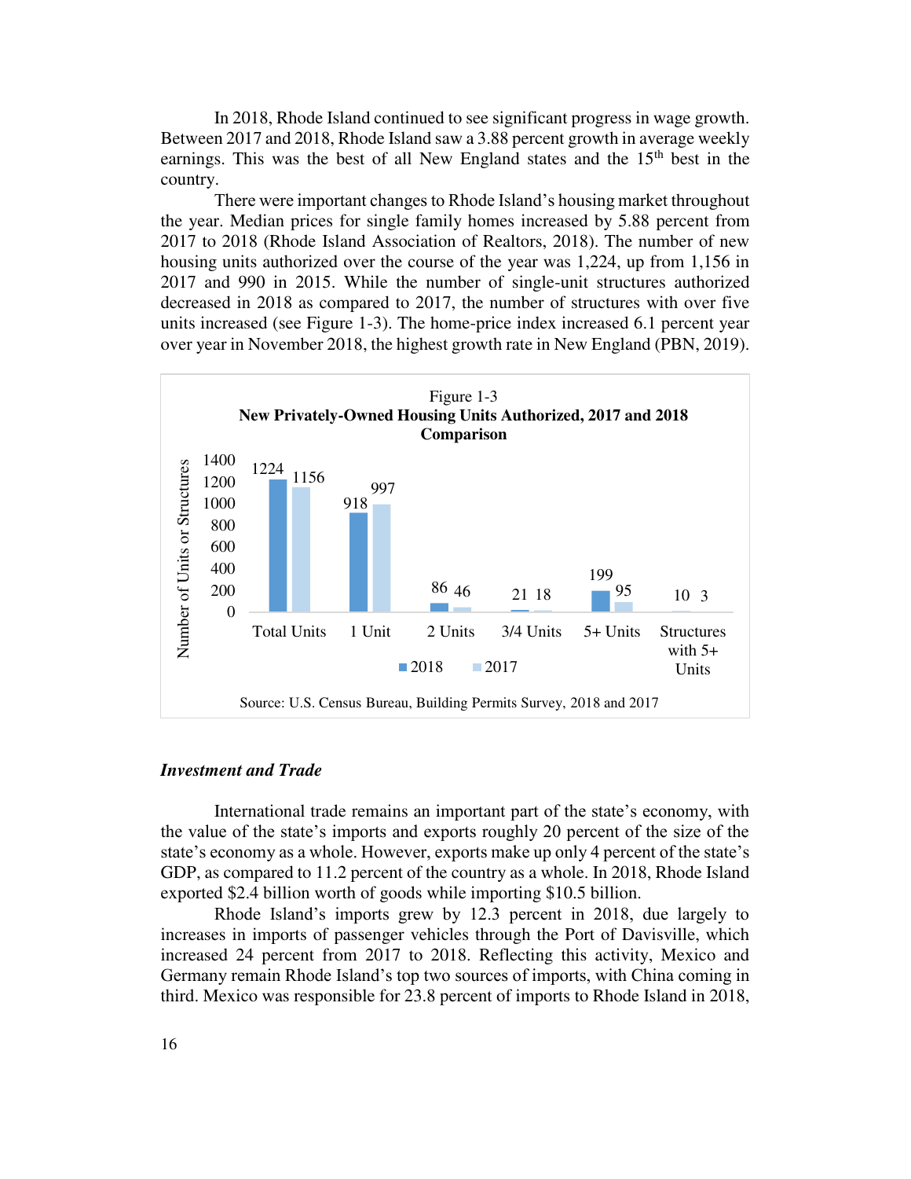In 2018, Rhode Island continued to see significant progress in wage growth. Between 2017 and 2018, Rhode Island saw a 3.88 percent growth in average weekly earnings. This was the best of all New England states and the 15th best in the country.

There were important changes to Rhode Island's housing market throughout the year. Median prices for single family homes increased by 5.88 percent from 2017 to 2018 (Rhode Island Association of Realtors, 2018). The number of new housing units authorized over the course of the year was 1,224, up from 1,156 in 2017 and 990 in 2015. While the number of single-unit structures authorized decreased in 2018 as compared to 2017, the number of structures with over five units increased (see Figure 1-3). The home-price index increased 6.1 percent year over year in November 2018, the highest growth rate in New England (PBN, 2019).

Figure 1-3
**New Privately-Owned Housing Units Authorized, 2017 and 2018 Comparison**

| Number of Units or Structures | 2018 | 2017 |
| --- | --- | --- |
| Total Units | 1224 | 1156 |
| 1 Unit | 918 | 997 |
| 2 Units | 86 | 46 |
| 3/4 Units | 21 | 18 |
| 5+ Units | 199 | 95 |
| Structures with 5+ Units | 10 | 3 |

Source: U.S. Census Bureau, Building Permits Survey, 2018 and 2017

### *Investment and Trade*

International trade remains an important part of the state's economy, with the value of the state's imports and exports roughly 20 percent of the size of the state's economy as a whole. However, exports make up only 4 percent of the state's GDP, as compared to 11.2 percent of the country as a whole. In 2018, Rhode Island exported $2.4 billion worth of goods while importing $10.5 billion.

Rhode Island's imports grew by 12.3 percent in 2018, due largely to increases in imports of passenger vehicles through the Port of Davisville, which increased 24 percent from 2017 to 2018. Reflecting this activity, Mexico and Germany remain Rhode Island's top two sources of imports, with China coming in third. Mexico was responsible for 23.8 percent of imports to Rhode Island in 2018,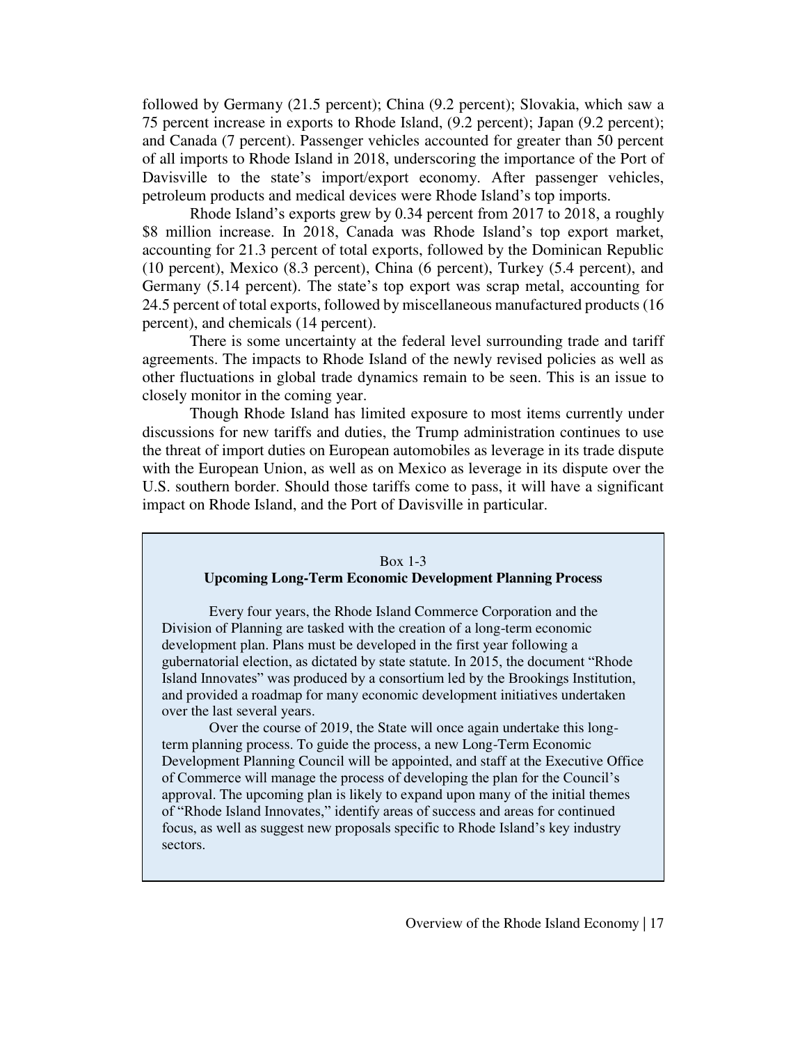followed by Germany (21.5 percent); China (9.2 percent); Slovakia, which saw a 75 percent increase in exports to Rhode Island, (9.2 percent); Japan (9.2 percent); and Canada (7 percent). Passenger vehicles accounted for greater than 50 percent of all imports to Rhode Island in 2018, underscoring the importance of the Port of Davisville to the state's import/export economy. After passenger vehicles, petroleum products and medical devices were Rhode Island's top imports.

Rhode Island's exports grew by 0.34 percent from 2017 to 2018, a roughly \$8 million increase. In 2018, Canada was Rhode Island's top export market, accounting for 21.3 percent of total exports, followed by the Dominican Republic (10 percent), Mexico (8.3 percent), China (6 percent), Turkey (5.4 percent), and Germany (5.14 percent). The state's top export was scrap metal, accounting for 24.5 percent of total exports, followed by miscellaneous manufactured products (16 percent), and chemicals (14 percent).

There is some uncertainty at the federal level surrounding trade and tariff agreements. The impacts to Rhode Island of the newly revised policies as well as other fluctuations in global trade dynamics remain to be seen. This is an issue to closely monitor in the coming year.

Though Rhode Island has limited exposure to most items currently under discussions for new tariffs and duties, the Trump administration continues to use the threat of import duties on European automobiles as leverage in its trade dispute with the European Union, as well as on Mexico as leverage in its dispute over the U.S. southern border. Should those tariffs come to pass, it will have a significant impact on Rhode Island, and the Port of Davisville in particular.

Box 1-3

**Upcoming Long-Term Economic Development Planning Process**

Every four years, the Rhode Island Commerce Corporation and the Division of Planning are tasked with the creation of a long-term economic development plan. Plans must be developed in the first year following a gubernatorial election, as dictated by state statute. In 2015, the document "Rhode Island Innovates" was produced by a consortium led by the Brookings Institution, and provided a roadmap for many economic development initiatives undertaken over the last several years.

Over the course of 2019, the State will once again undertake this long-term planning process. To guide the process, a new Long-Term Economic Development Planning Council will be appointed, and staff at the Executive Office of Commerce will manage the process of developing the plan for the Council's approval. The upcoming plan is likely to expand upon many of the initial themes of "Rhode Island Innovates," identify areas of success and areas for continued focus, as well as suggest new proposals specific to Rhode Island's key industry sectors.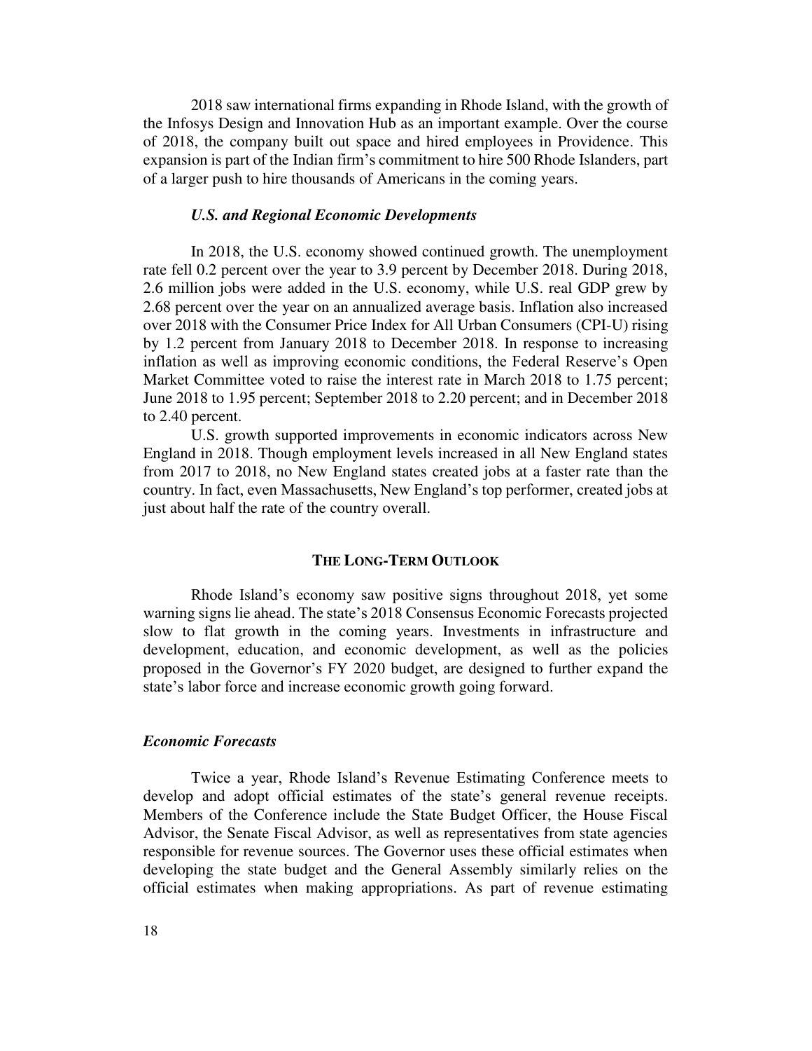2018 saw international firms expanding in Rhode Island, with the growth of the Infosys Design and Innovation Hub as an important example. Over the course of 2018, the company built out space and hired employees in Providence. This expansion is part of the Indian firm's commitment to hire 500 Rhode Islanders, part of a larger push to hire thousands of Americans in the coming years.

### *U.S. and Regional Economic Developments*

In 2018, the U.S. economy showed continued growth. The unemployment rate fell 0.2 percent over the year to 3.9 percent by December 2018. During 2018, 2.6 million jobs were added in the U.S. economy, while U.S. real GDP grew by 2.68 percent over the year on an annualized average basis. Inflation also increased over 2018 with the Consumer Price Index for All Urban Consumers (CPI-U) rising by 1.2 percent from January 2018 to December 2018. In response to increasing inflation as well as improving economic conditions, the Federal Reserve's Open Market Committee voted to raise the interest rate in March 2018 to 1.75 percent; June 2018 to 1.95 percent; September 2018 to 2.20 percent; and in December 2018 to 2.40 percent.

U.S. growth supported improvements in economic indicators across New England in 2018. Though employment levels increased in all New England states from 2017 to 2018, no New England states created jobs at a faster rate than the country. In fact, even Massachusetts, New England's top performer, created jobs at just about half the rate of the country overall.

## THE LONG-TERM OUTLOOK

Rhode Island's economy saw positive signs throughout 2018, yet some warning signs lie ahead. The state's 2018 Consensus Economic Forecasts projected slow to flat growth in the coming years. Investments in infrastructure and development, education, and economic development, as well as the policies proposed in the Governor's FY 2020 budget, are designed to further expand the state's labor force and increase economic growth going forward.

### *Economic Forecasts*

Twice a year, Rhode Island's Revenue Estimating Conference meets to develop and adopt official estimates of the state's general revenue receipts. Members of the Conference include the State Budget Officer, the House Fiscal Advisor, the Senate Fiscal Advisor, as well as representatives from state agencies responsible for revenue sources. The Governor uses these official estimates when developing the state budget and the General Assembly similarly relies on the official estimates when making appropriations. As part of revenue estimating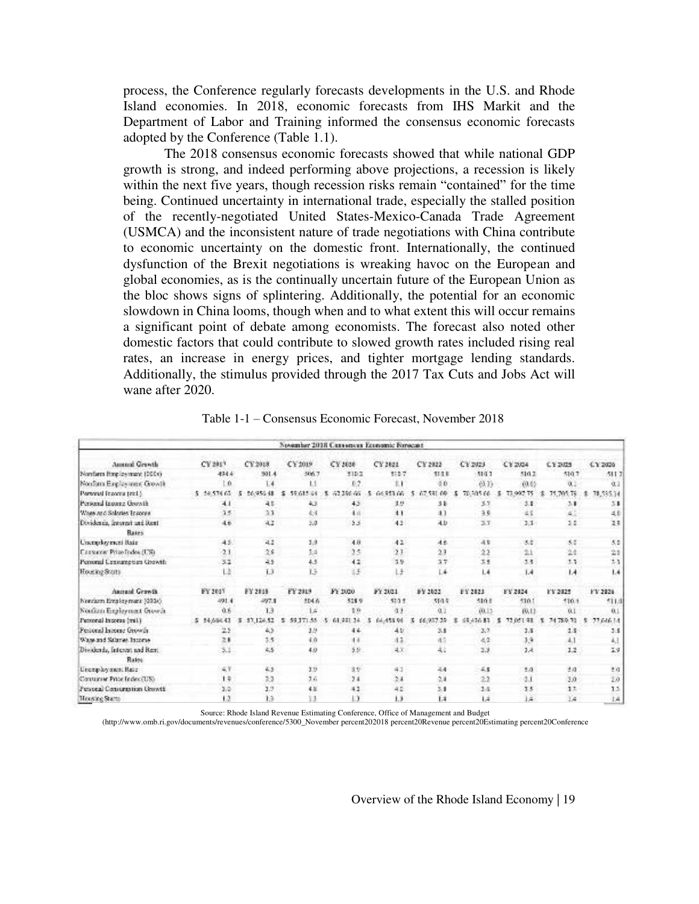process, the Conference regularly forecasts developments in the U.S. and Rhode Island economies. In 2018, economic forecasts from IHS Markit and the Department of Labor and Training informed the consensus economic forecasts adopted by the Conference (Table 1.1).

The 2018 consensus economic forecasts showed that while national GDP growth is strong, and indeed performing above projections, a recession is likely within the next five years, though recession risks remain "contained" for the time being. Continued uncertainty in international trade, especially the stalled position of the recently-negotiated United States-Mexico-Canada Trade Agreement (USMCA) and the inconsistent nature of trade negotiations with China contribute to economic uncertainty on the domestic front. Internationally, the continued dysfunction of the Brexit negotiations is wreaking havoc on the European and global economies, as is the continually uncertain future of the European Union as the bloc shows signs of splintering. Additionally, the potential for an economic slowdown in China looms, though when and to what extent this will occur remains a significant point of debate among economists. The forecast also noted other domestic factors that could contribute to slowed growth rates included rising real rates, an increase in energy prices, and tighter mortgage lending standards. Additionally, the stimulus provided through the 2017 Tax Cuts and Jobs Act will wane after 2020.

Table 1-1 – Consensus Economic Forecast, November 2018

| November 2018 Consensus Economic Forecast | | | | | | | | | | |
|---|---|---|---|---|---|---|---|---|---|---|
| Annual Growth | CY 2017 | CY 2018 | CY 2019 | CY 2020 | CY 2021 | CY 2022 | CY 2023 | CY 2024 | CY 2025 | CY 2026 |
| Nonfarm Employment (000s) | 494.4 | 501.4 | 506.7 | 510.2 | 510.7 | 511.1 | 510.7 | 510.2 | 510.7 | 511.2 |
| Nonfarm Employment Growth | 1.0 | 1.4 | 1.1 | 0.7 | 0.1 | 0.0 | (0.1) | (0.1) | 0.1 | 0.1 |
| Personal Income (mil.) | $ 54,574.03 | $ 56,956.48 | $ 59,615.64 | $ 62,286.66 | $ 64,953.66 | $ 67,531.09 | $ 70,305.66 | $ 72,997.75 | $ 75,705.75 | $ 78,535.14 |
| Personal Income Growth | 4.1 | 4.4 | 4.3 | 4.5 | 3.9 | 3.8 | 3.7 | 3.8 | 3.8 | 3.8 |
| Wage and Salaries Income | 3.5 | 3.3 | 4.4 | 4.6 | 4.1 | 4.1 | 3.9 | 4.0 | 4.1 | 4.0 |
| Dividends, Interest and Rent Rates | 4.6 | 4.2 | 5.0 | 5.5 | 4.5 | 4.0 | 3.7 | 3.3 | 3.2 | 2.8 |
| Unemployment Rate | 4.5 | 4.2 | 3.9 | 4.0 | 4.2 | 4.6 | 4.9 | 5.0 | 5.0 | 5.0 |
| Consumer Price Index (US) | 2.1 | 2.6 | 3.4 | 2.5 | 2.3 | 2.3 | 2.2 | 2.1 | 2.0 | 2.1 |
| Personal Consumption Growth | 3.2 | 4.5 | 4.5 | 4.2 | 3.9 | 3.7 | 3.5 | 3.5 | 3.3 | 3.3 |
| Housing Starts | 1.2 | 1.3 | 1.3 | 1.3 | 1.3 | 1.4 | 1.4 | 1.4 | 1.4 | 1.4 |
| Annual Growth | FY 2017 | FY 2018 | FY 2019 | FY 2020 | FY 2021 | FY 2022 | FY 2023 | FY 2024 | FY 2025 | FY 2026 |
| Nonfarm Employment (000s) | 491.4 | 497.8 | 504.6 | 508.9 | 510.5 | 510.9 | 510.8 | 510.1 | 510.4 | 511.0 |
| Nonfarm Employment Growth | 0.6 | 1.3 | 1.4 | 0.9 | 0.3 | 0.1 | (0.1) | (0.1) | 0.1 | 0.1 |
| Personal Income (mil.) | $ 54,686.43 | $ 57,124.52 | $ 59,371.55 | $ 61,981.34 | $ 64,458.94 | $ 66,937.39 | $ 69,436.83 | $ 72,051.98 | $ 74,789.70 | $ 77,646.14 |
| Personal Income Growth | 2.5 | 4.5 | 3.9 | 4.4 | 4.0 | 3.8 | 3.7 | 3.8 | 3.8 | 3.8 |
| Wage and Salaries Income | 2.8 | 3.5 | 4.0 | 4.4 | 4.3 | 4.1 | 4.0 | 3.9 | 4.1 | 4.1 |
| Dividends, Interest and Rent Rates | 5.1 | 4.6 | 4.9 | 5.9 | 4.7 | 4.1 | 3.9 | 3.4 | 3.2 | 2.9 |
| Unemployment Rate | 4.7 | 4.3 | 3.9 | 3.9 | 4.1 | 4.4 | 4.8 | 5.0 | 5.0 | 5.0 |
| Consumer Price Index (US) | 1.9 | 2.2 | 2.6 | 2.4 | 2.4 | 2.4 | 2.2 | 2.1 | 2.0 | 2.0 |
| Personal Consumption Growth | 3.0 | 3.7 | 4.8 | 4.2 | 4.0 | 3.8 | 3.6 | 3.5 | 3.3 | 3.3 |
| Housing Starts | 1.2 | 1.3 | 1.3 | 1.3 | 1.3 | 1.4 | 1.4 | 1.4 | 1.4 | 1.4 |

Source: Rhode Island Revenue Estimating Conference, Office of Management and Budget (http://www.omb.ri.gov/documents/revenues/conference/5300_November percent202018 percent20Revenue percent20Estimating percent20Conference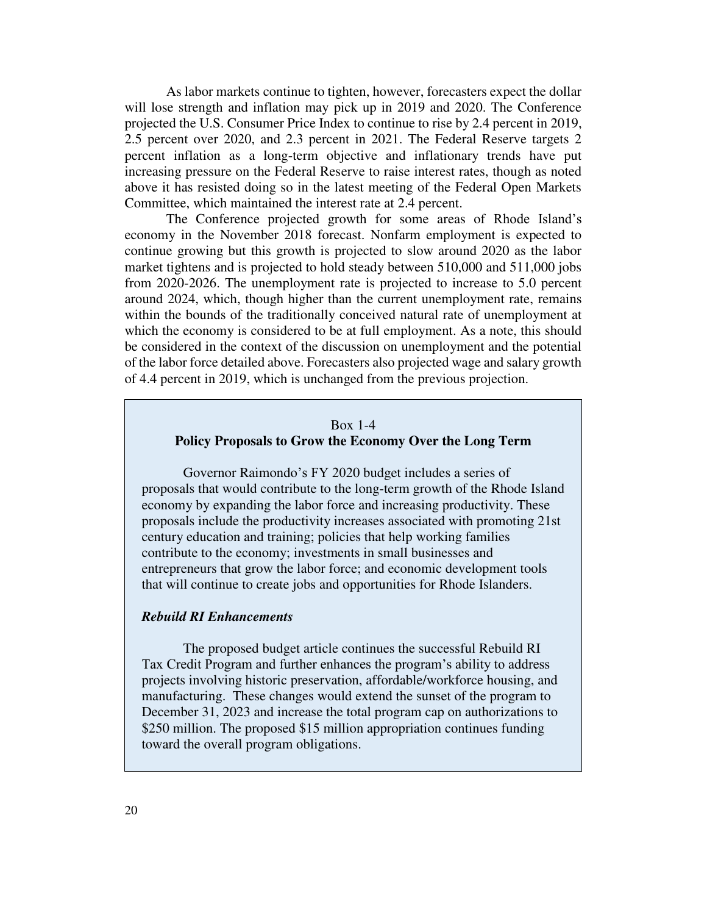As labor markets continue to tighten, however, forecasters expect the dollar will lose strength and inflation may pick up in 2019 and 2020. The Conference projected the U.S. Consumer Price Index to continue to rise by 2.4 percent in 2019, 2.5 percent over 2020, and 2.3 percent in 2021. The Federal Reserve targets 2 percent inflation as a long-term objective and inflationary trends have put increasing pressure on the Federal Reserve to raise interest rates, though as noted above it has resisted doing so in the latest meeting of the Federal Open Markets Committee, which maintained the interest rate at 2.4 percent.

The Conference projected growth for some areas of Rhode Island's economy in the November 2018 forecast. Nonfarm employment is expected to continue growing but this growth is projected to slow around 2020 as the labor market tightens and is projected to hold steady between 510,000 and 511,000 jobs from 2020-2026. The unemployment rate is projected to increase to 5.0 percent around 2024, which, though higher than the current unemployment rate, remains within the bounds of the traditionally conceived natural rate of unemployment at which the economy is considered to be at full employment. As a note, this should be considered in the context of the discussion on unemployment and the potential of the labor force detailed above. Forecasters also projected wage and salary growth of 4.4 percent in 2019, which is unchanged from the previous projection.

Box 1-4

**Policy Proposals to Grow the Economy Over the Long Term**

Governor Raimondo's FY 2020 budget includes a series of proposals that would contribute to the long-term growth of the Rhode Island economy by expanding the labor force and increasing productivity. These proposals include the productivity increases associated with promoting 21st century education and training; policies that help working families contribute to the economy; investments in small businesses and entrepreneurs that grow the labor force; and economic development tools that will continue to create jobs and opportunities for Rhode Islanders.

***Rebuild RI Enhancements***

The proposed budget article continues the successful Rebuild RI Tax Credit Program and further enhances the program's ability to address projects involving historic preservation, affordable/workforce housing, and manufacturing. These changes would extend the sunset of the program to December 31, 2023 and increase the total program cap on authorizations to $250 million. The proposed $15 million appropriation continues funding toward the overall program obligations.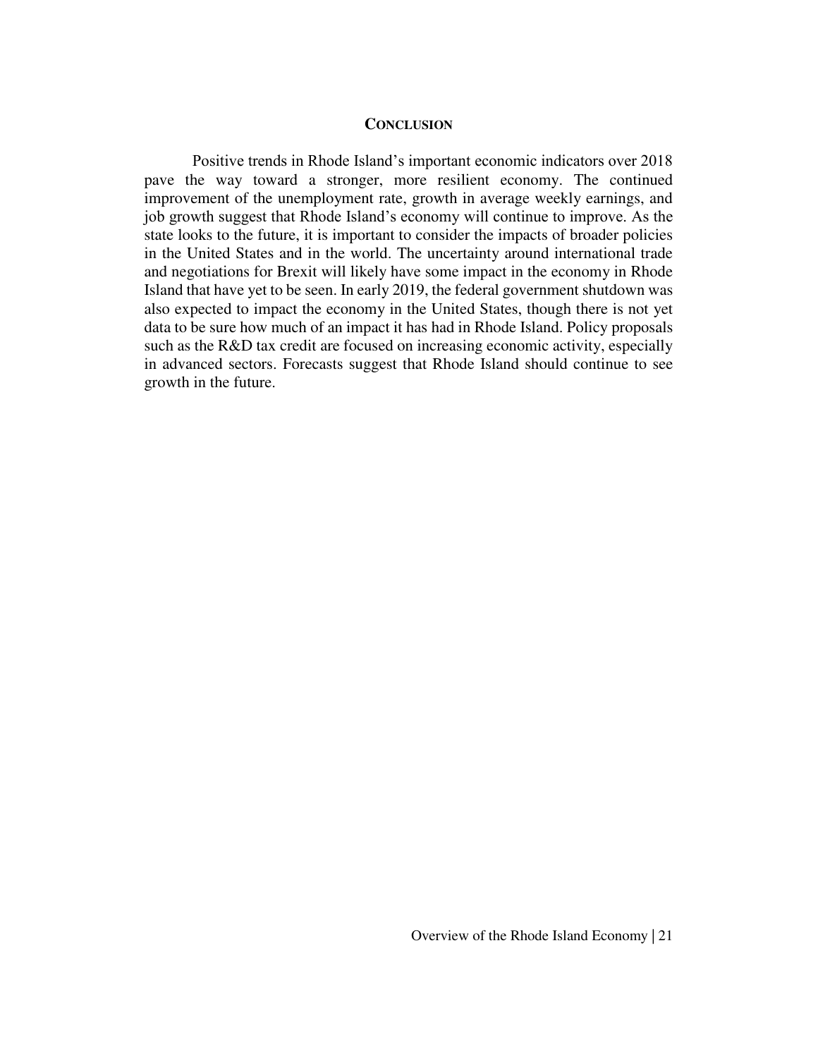## Conclusion

Positive trends in Rhode Island's important economic indicators over 2018 pave the way toward a stronger, more resilient economy. The continued improvement of the unemployment rate, growth in average weekly earnings, and job growth suggest that Rhode Island's economy will continue to improve. As the state looks to the future, it is important to consider the impacts of broader policies in the United States and in the world. The uncertainty around international trade and negotiations for Brexit will likely have some impact in the economy in Rhode Island that have yet to be seen. In early 2019, the federal government shutdown was also expected to impact the economy in the United States, though there is not yet data to be sure how much of an impact it has had in Rhode Island. Policy proposals such as the R&D tax credit are focused on increasing economic activity, especially in advanced sectors. Forecasts suggest that Rhode Island should continue to see growth in the future.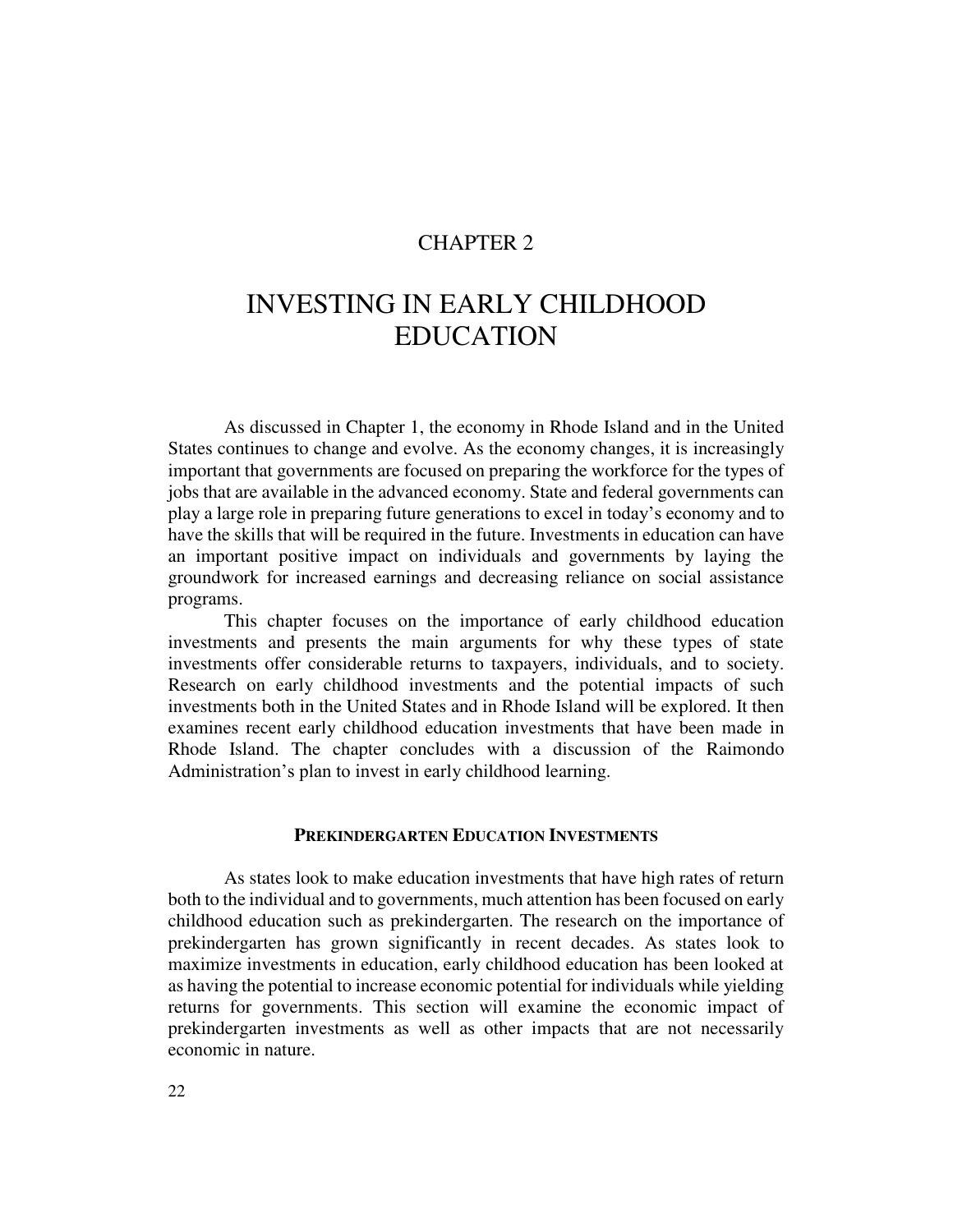# CHAPTER 2

# INVESTING IN EARLY CHILDHOOD EDUCATION

As discussed in Chapter 1, the economy in Rhode Island and in the United States continues to change and evolve. As the economy changes, it is increasingly important that governments are focused on preparing the workforce for the types of jobs that are available in the advanced economy. State and federal governments can play a large role in preparing future generations to excel in today's economy and to have the skills that will be required in the future. Investments in education can have an important positive impact on individuals and governments by laying the groundwork for increased earnings and decreasing reliance on social assistance programs.

This chapter focuses on the importance of early childhood education investments and presents the main arguments for why these types of state investments offer considerable returns to taxpayers, individuals, and to society. Research on early childhood investments and the potential impacts of such investments both in the United States and in Rhode Island will be explored. It then examines recent early childhood education investments that have been made in Rhode Island. The chapter concludes with a discussion of the Raimondo Administration's plan to invest in early childhood learning.

## PREKINDERGARTEN EDUCATION INVESTMENTS

As states look to make education investments that have high rates of return both to the individual and to governments, much attention has been focused on early childhood education such as prekindergarten. The research on the importance of prekindergarten has grown significantly in recent decades. As states look to maximize investments in education, early childhood education has been looked at as having the potential to increase economic potential for individuals while yielding returns for governments. This section will examine the economic impact of prekindergarten investments as well as other impacts that are not necessarily economic in nature.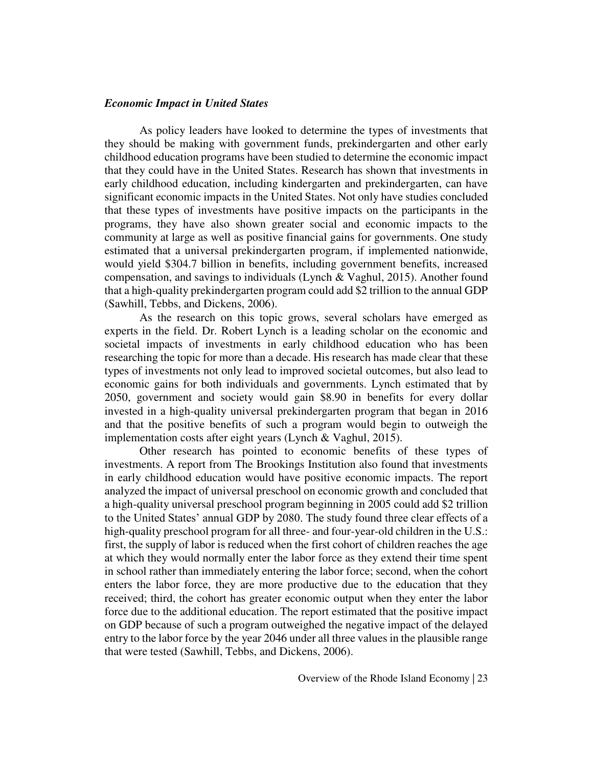### ***Economic Impact in United States***

As policy leaders have looked to determine the types of investments that they should be making with government funds, prekindergarten and other early childhood education programs have been studied to determine the economic impact that they could have in the United States. Research has shown that investments in early childhood education, including kindergarten and prekindergarten, can have significant economic impacts in the United States. Not only have studies concluded that these types of investments have positive impacts on the participants in the programs, they have also shown greater social and economic impacts to the community at large as well as positive financial gains for governments. One study estimated that a universal prekindergarten program, if implemented nationwide, would yield $304.7 billion in benefits, including government benefits, increased compensation, and savings to individuals (Lynch & Vaghul, 2015). Another found that a high-quality prekindergarten program could add $2 trillion to the annual GDP (Sawhill, Tebbs, and Dickens, 2006).

As the research on this topic grows, several scholars have emerged as experts in the field. Dr. Robert Lynch is a leading scholar on the economic and societal impacts of investments in early childhood education who has been researching the topic for more than a decade. His research has made clear that these types of investments not only lead to improved societal outcomes, but also lead to economic gains for both individuals and governments. Lynch estimated that by 2050, government and society would gain $8.90 in benefits for every dollar invested in a high-quality universal prekindergarten program that began in 2016 and that the positive benefits of such a program would begin to outweigh the implementation costs after eight years (Lynch & Vaghul, 2015).

Other research has pointed to economic benefits of these types of investments. A report from The Brookings Institution also found that investments in early childhood education would have positive economic impacts. The report analyzed the impact of universal preschool on economic growth and concluded that a high-quality universal preschool program beginning in 2005 could add $2 trillion to the United States' annual GDP by 2080. The study found three clear effects of a high-quality preschool program for all three- and four-year-old children in the U.S.: first, the supply of labor is reduced when the first cohort of children reaches the age at which they would normally enter the labor force as they extend their time spent in school rather than immediately entering the labor force; second, when the cohort enters the labor force, they are more productive due to the education that they received; third, the cohort has greater economic output when they enter the labor force due to the additional education. The report estimated that the positive impact on GDP because of such a program outweighed the negative impact of the delayed entry to the labor force by the year 2046 under all three values in the plausible range that were tested (Sawhill, Tebbs, and Dickens, 2006).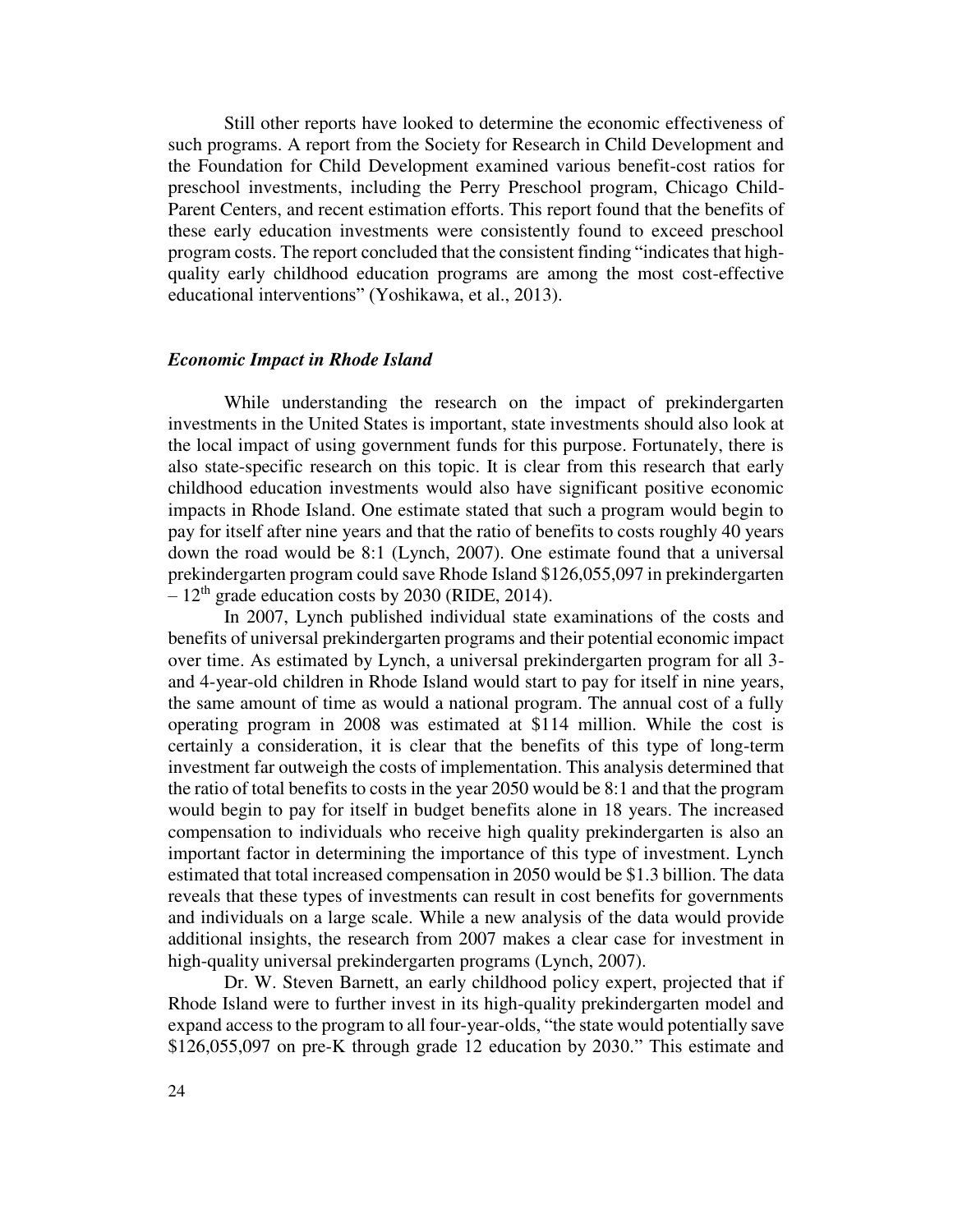Still other reports have looked to determine the economic effectiveness of such programs. A report from the Society for Research in Child Development and the Foundation for Child Development examined various benefit-cost ratios for preschool investments, including the Perry Preschool program, Chicago Child-Parent Centers, and recent estimation efforts. This report found that the benefits of these early education investments were consistently found to exceed preschool program costs. The report concluded that the consistent finding "indicates that high-quality early childhood education programs are among the most cost-effective educational interventions" (Yoshikawa, et al., 2013).

### *Economic Impact in Rhode Island*

While understanding the research on the impact of prekindergarten investments in the United States is important, state investments should also look at the local impact of using government funds for this purpose. Fortunately, there is also state-specific research on this topic. It is clear from this research that early childhood education investments would also have significant positive economic impacts in Rhode Island. One estimate stated that such a program would begin to pay for itself after nine years and that the ratio of benefits to costs roughly 40 years down the road would be 8:1 (Lynch, 2007). One estimate found that a universal prekindergarten program could save Rhode Island $126,055,097 in prekindergarten – 12th grade education costs by 2030 (RIDE, 2014).

In 2007, Lynch published individual state examinations of the costs and benefits of universal prekindergarten programs and their potential economic impact over time. As estimated by Lynch, a universal prekindergarten program for all 3- and 4-year-old children in Rhode Island would start to pay for itself in nine years, the same amount of time as would a national program. The annual cost of a fully operating program in 2008 was estimated at $114 million. While the cost is certainly a consideration, it is clear that the benefits of this type of long-term investment far outweigh the costs of implementation. This analysis determined that the ratio of total benefits to costs in the year 2050 would be 8:1 and that the program would begin to pay for itself in budget benefits alone in 18 years. The increased compensation to individuals who receive high quality prekindergarten is also an important factor in determining the importance of this type of investment. Lynch estimated that total increased compensation in 2050 would be $1.3 billion. The data reveals that these types of investments can result in cost benefits for governments and individuals on a large scale. While a new analysis of the data would provide additional insights, the research from 2007 makes a clear case for investment in high-quality universal prekindergarten programs (Lynch, 2007).

Dr. W. Steven Barnett, an early childhood policy expert, projected that if Rhode Island were to further invest in its high-quality prekindergarten model and expand access to the program to all four-year-olds, "the state would potentially save $126,055,097 on pre-K through grade 12 education by 2030." This estimate and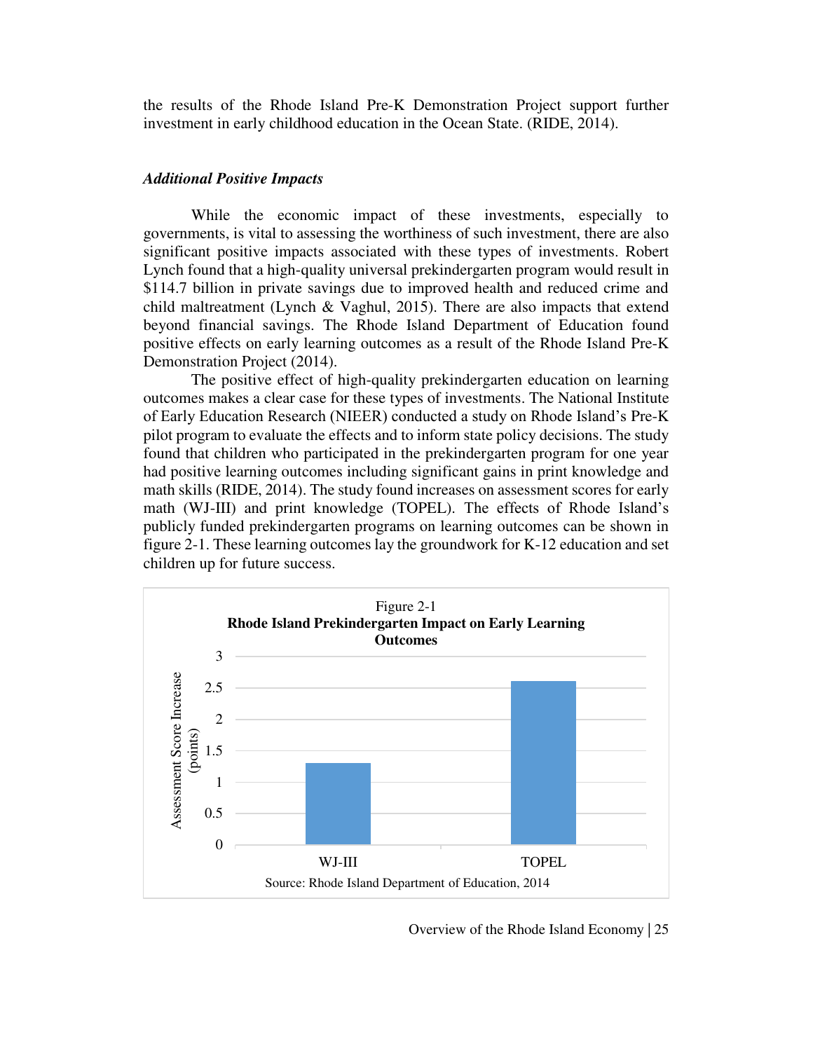the results of the Rhode Island Pre-K Demonstration Project support further investment in early childhood education in the Ocean State. (RIDE, 2014).

### *Additional Positive Impacts*

While the economic impact of these investments, especially to governments, is vital to assessing the worthiness of such investment, there are also significant positive impacts associated with these types of investments. Robert Lynch found that a high-quality universal prekindergarten program would result in $114.7 billion in private savings due to improved health and reduced crime and child maltreatment (Lynch & Vaghul, 2015). There are also impacts that extend beyond financial savings. The Rhode Island Department of Education found positive effects on early learning outcomes as a result of the Rhode Island Pre-K Demonstration Project (2014).

The positive effect of high-quality prekindergarten education on learning outcomes makes a clear case for these types of investments. The National Institute of Early Education Research (NIEER) conducted a study on Rhode Island's Pre-K pilot program to evaluate the effects and to inform state policy decisions. The study found that children who participated in the prekindergarten program for one year had positive learning outcomes including significant gains in print knowledge and math skills (RIDE, 2014). The study found increases on assessment scores for early math (WJ-III) and print knowledge (TOPEL). The effects of Rhode Island's publicly funded prekindergarten programs on learning outcomes can be shown in figure 2-1. These learning outcomes lay the groundwork for K-12 education and set children up for future success.

Figure 2-1

**Rhode Island Prekindergarten Impact on Early Learning Outcomes**

| Assessment | Assessment Score Increase (points) |
|---|---|
| WJ-III | 1.3 |
| TOPEL | 2.6 |

Source: Rhode Island Department of Education, 2014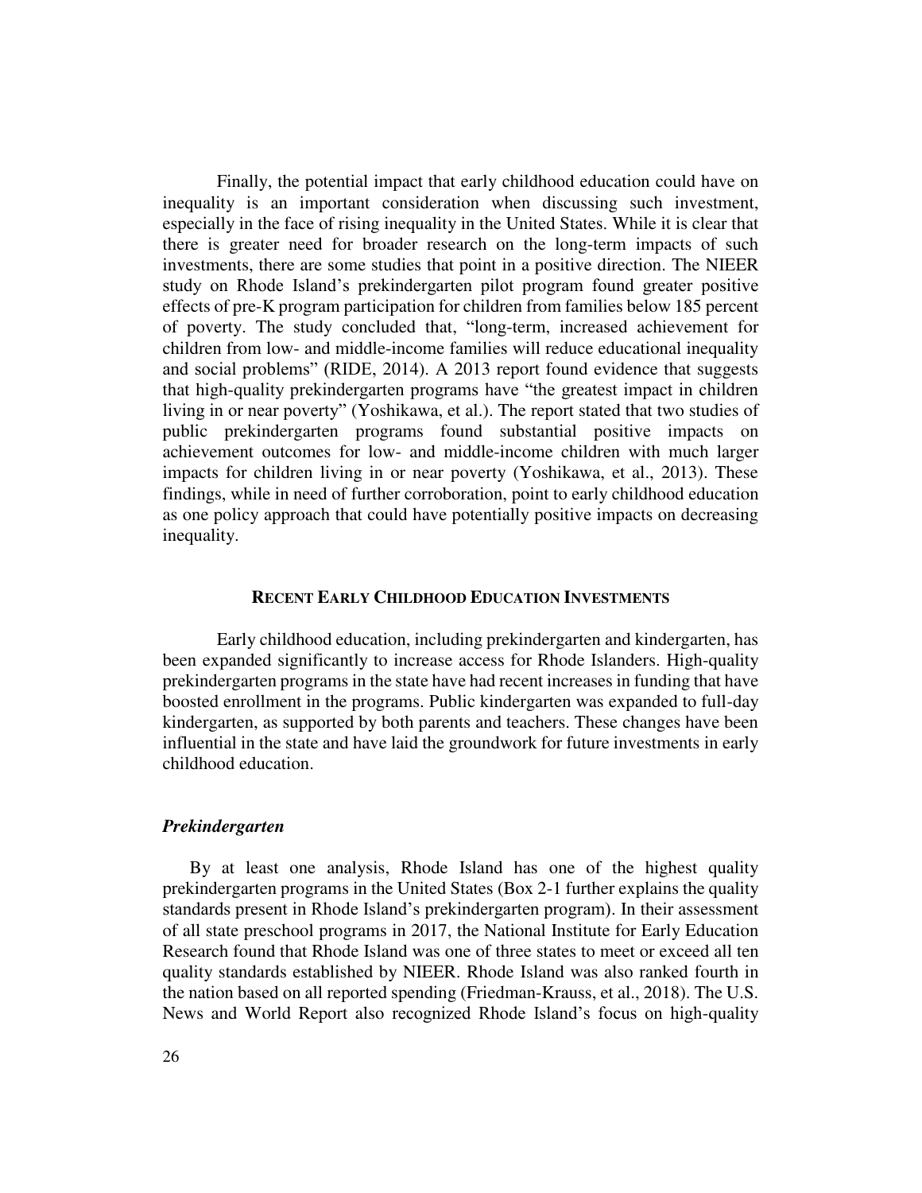Finally, the potential impact that early childhood education could have on inequality is an important consideration when discussing such investment, especially in the face of rising inequality in the United States. While it is clear that there is greater need for broader research on the long-term impacts of such investments, there are some studies that point in a positive direction. The NIEER study on Rhode Island's prekindergarten pilot program found greater positive effects of pre-K program participation for children from families below 185 percent of poverty. The study concluded that, "long-term, increased achievement for children from low- and middle-income families will reduce educational inequality and social problems" (RIDE, 2014). A 2013 report found evidence that suggests that high-quality prekindergarten programs have "the greatest impact in children living in or near poverty" (Yoshikawa, et al.). The report stated that two studies of public prekindergarten programs found substantial positive impacts on achievement outcomes for low- and middle-income children with much larger impacts for children living in or near poverty (Yoshikawa, et al., 2013). These findings, while in need of further corroboration, point to early childhood education as one policy approach that could have potentially positive impacts on decreasing inequality.

## RECENT EARLY CHILDHOOD EDUCATION INVESTMENTS

Early childhood education, including prekindergarten and kindergarten, has been expanded significantly to increase access for Rhode Islanders. High-quality prekindergarten programs in the state have had recent increases in funding that have boosted enrollment in the programs. Public kindergarten was expanded to full-day kindergarten, as supported by both parents and teachers. These changes have been influential in the state and have laid the groundwork for future investments in early childhood education.

### *Prekindergarten*

By at least one analysis, Rhode Island has one of the highest quality prekindergarten programs in the United States (Box 2-1 further explains the quality standards present in Rhode Island's prekindergarten program). In their assessment of all state preschool programs in 2017, the National Institute for Early Education Research found that Rhode Island was one of three states to meet or exceed all ten quality standards established by NIEER. Rhode Island was also ranked fourth in the nation based on all reported spending (Friedman-Krauss, et al., 2018). The U.S. News and World Report also recognized Rhode Island's focus on high-quality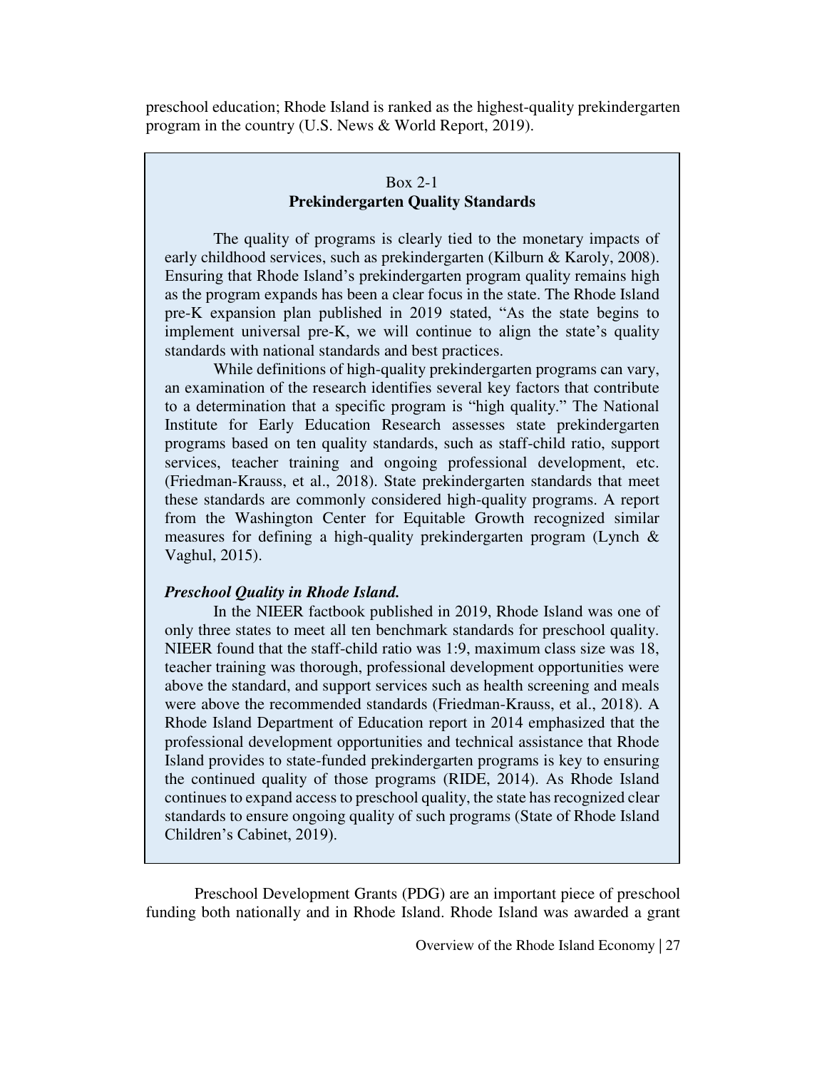preschool education; Rhode Island is ranked as the highest-quality prekindergarten program in the country (U.S. News & World Report, 2019).

> Box 2-1
>
> **Prekindergarten Quality Standards**
>
> The quality of programs is clearly tied to the monetary impacts of early childhood services, such as prekindergarten (Kilburn & Karoly, 2008). Ensuring that Rhode Island's prekindergarten program quality remains high as the program expands has been a clear focus in the state. The Rhode Island pre-K expansion plan published in 2019 stated, "As the state begins to implement universal pre-K, we will continue to align the state's quality standards with national standards and best practices.
>
> While definitions of high-quality prekindergarten programs can vary, an examination of the research identifies several key factors that contribute to a determination that a specific program is "high quality." The National Institute for Early Education Research assesses state prekindergarten programs based on ten quality standards, such as staff-child ratio, support services, teacher training and ongoing professional development, etc. (Friedman-Krauss, et al., 2018). State prekindergarten standards that meet these standards are commonly considered high-quality programs. A report from the Washington Center for Equitable Growth recognized similar measures for defining a high-quality prekindergarten program (Lynch & Vaghul, 2015).
>
> ***Preschool Quality in Rhode Island.***
>
> In the NIEER factbook published in 2019, Rhode Island was one of only three states to meet all ten benchmark standards for preschool quality. NIEER found that the staff-child ratio was 1:9, maximum class size was 18, teacher training was thorough, professional development opportunities were above the standard, and support services such as health screening and meals were above the recommended standards (Friedman-Krauss, et al., 2018). A Rhode Island Department of Education report in 2014 emphasized that the professional development opportunities and technical assistance that Rhode Island provides to state-funded prekindergarten programs is key to ensuring the continued quality of those programs (RIDE, 2014). As Rhode Island continues to expand access to preschool quality, the state has recognized clear standards to ensure ongoing quality of such programs (State of Rhode Island Children's Cabinet, 2019).

Preschool Development Grants (PDG) are an important piece of preschool funding both nationally and in Rhode Island. Rhode Island was awarded a grant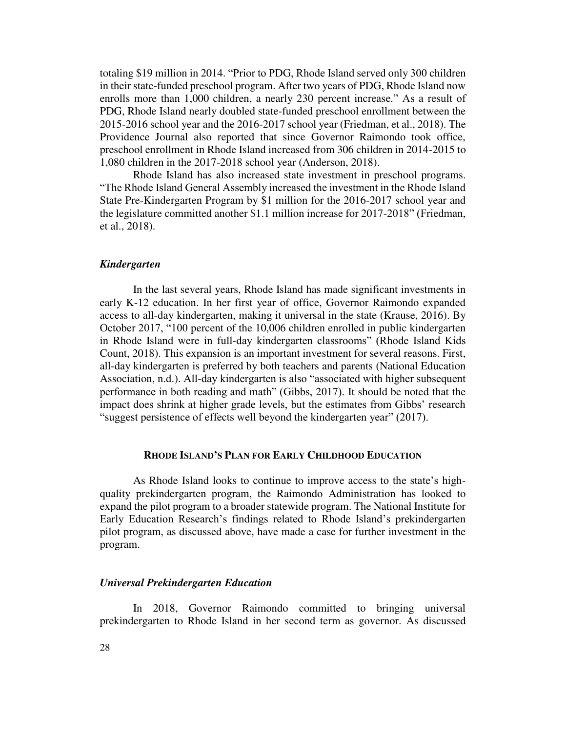totaling $19 million in 2014. "Prior to PDG, Rhode Island served only 300 children in their state-funded preschool program. After two years of PDG, Rhode Island now enrolls more than 1,000 children, a nearly 230 percent increase." As a result of PDG, Rhode Island nearly doubled state-funded preschool enrollment between the 2015-2016 school year and the 2016-2017 school year (Friedman, et al., 2018). The Providence Journal also reported that since Governor Raimondo took office, preschool enrollment in Rhode Island increased from 306 children in 2014-2015 to 1,080 children in the 2017-2018 school year (Anderson, 2018).

Rhode Island has also increased state investment in preschool programs. "The Rhode Island General Assembly increased the investment in the Rhode Island State Pre-Kindergarten Program by $1 million for the 2016-2017 school year and the legislature committed another $1.1 million increase for 2017-2018" (Friedman, et al., 2018).

### *Kindergarten*

In the last several years, Rhode Island has made significant investments in early K-12 education. In her first year of office, Governor Raimondo expanded access to all-day kindergarten, making it universal in the state (Krause, 2016). By October 2017, "100 percent of the 10,006 children enrolled in public kindergarten in Rhode Island were in full-day kindergarten classrooms" (Rhode Island Kids Count, 2018). This expansion is an important investment for several reasons. First, all-day kindergarten is preferred by both teachers and parents (National Education Association, n.d.). All-day kindergarten is also "associated with higher subsequent performance in both reading and math" (Gibbs, 2017). It should be noted that the impact does shrink at higher grade levels, but the estimates from Gibbs' research "suggest persistence of effects well beyond the kindergarten year" (2017).

## RHODE ISLAND'S PLAN FOR EARLY CHILDHOOD EDUCATION

As Rhode Island looks to continue to improve access to the state's high-quality prekindergarten program, the Raimondo Administration has looked to expand the pilot program to a broader statewide program. The National Institute for Early Education Research's findings related to Rhode Island's prekindergarten pilot program, as discussed above, have made a case for further investment in the program.

### *Universal Prekindergarten Education*

In 2018, Governor Raimondo committed to bringing universal prekindergarten to Rhode Island in her second term as governor. As discussed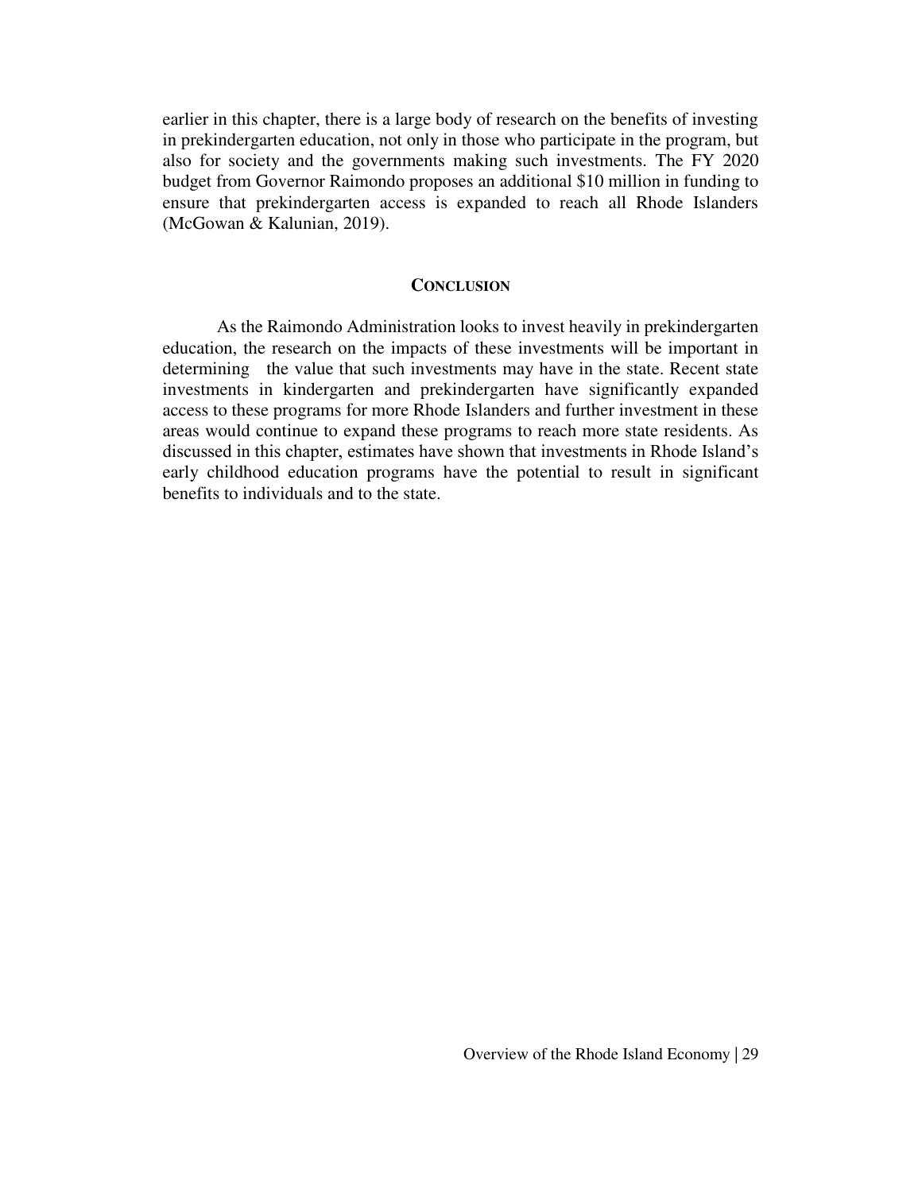earlier in this chapter, there is a large body of research on the benefits of investing in prekindergarten education, not only in those who participate in the program, but also for society and the governments making such investments. The FY 2020 budget from Governor Raimondo proposes an additional $10 million in funding to ensure that prekindergarten access is expanded to reach all Rhode Islanders (McGowan & Kalunian, 2019).

## CONCLUSION

As the Raimondo Administration looks to invest heavily in prekindergarten education, the research on the impacts of these investments will be important in determining the value that such investments may have in the state. Recent state investments in kindergarten and prekindergarten have significantly expanded access to these programs for more Rhode Islanders and further investment in these areas would continue to expand these programs to reach more state residents. As discussed in this chapter, estimates have shown that investments in Rhode Island's early childhood education programs have the potential to result in significant benefits to individuals and to the state.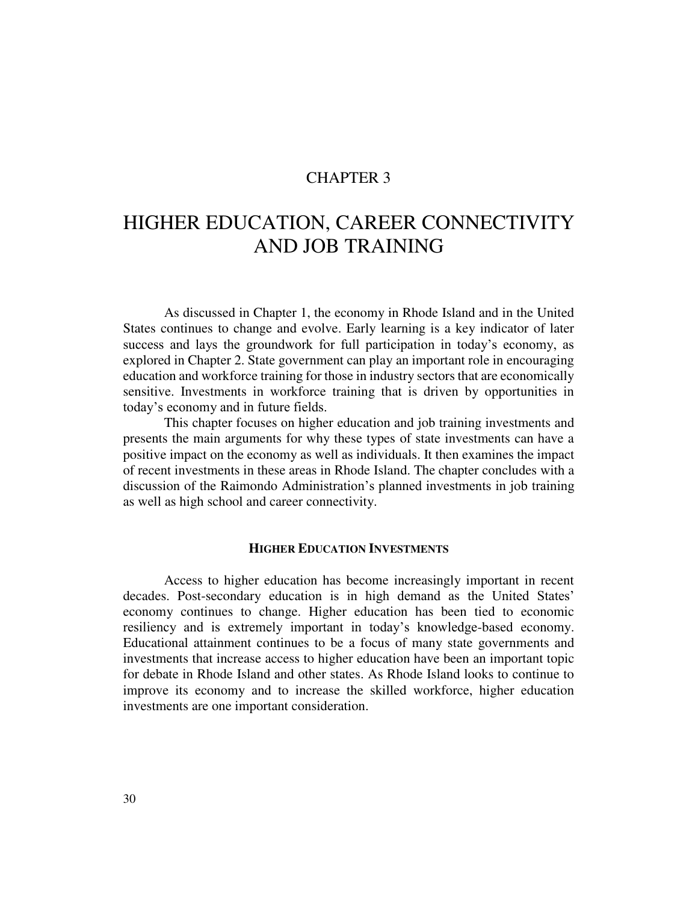CHAPTER 3

# HIGHER EDUCATION, CAREER CONNECTIVITY AND JOB TRAINING

As discussed in Chapter 1, the economy in Rhode Island and in the United States continues to change and evolve. Early learning is a key indicator of later success and lays the groundwork for full participation in today's economy, as explored in Chapter 2. State government can play an important role in encouraging education and workforce training for those in industry sectors that are economically sensitive. Investments in workforce training that is driven by opportunities in today's economy and in future fields.

This chapter focuses on higher education and job training investments and presents the main arguments for why these types of state investments can have a positive impact on the economy as well as individuals. It then examines the impact of recent investments in these areas in Rhode Island. The chapter concludes with a discussion of the Raimondo Administration's planned investments in job training as well as high school and career connectivity.

## HIGHER EDUCATION INVESTMENTS

Access to higher education has become increasingly important in recent decades. Post-secondary education is in high demand as the United States' economy continues to change. Higher education has been tied to economic resiliency and is extremely important in today's knowledge-based economy. Educational attainment continues to be a focus of many state governments and investments that increase access to higher education have been an important topic for debate in Rhode Island and other states. As Rhode Island looks to continue to improve its economy and to increase the skilled workforce, higher education investments are one important consideration.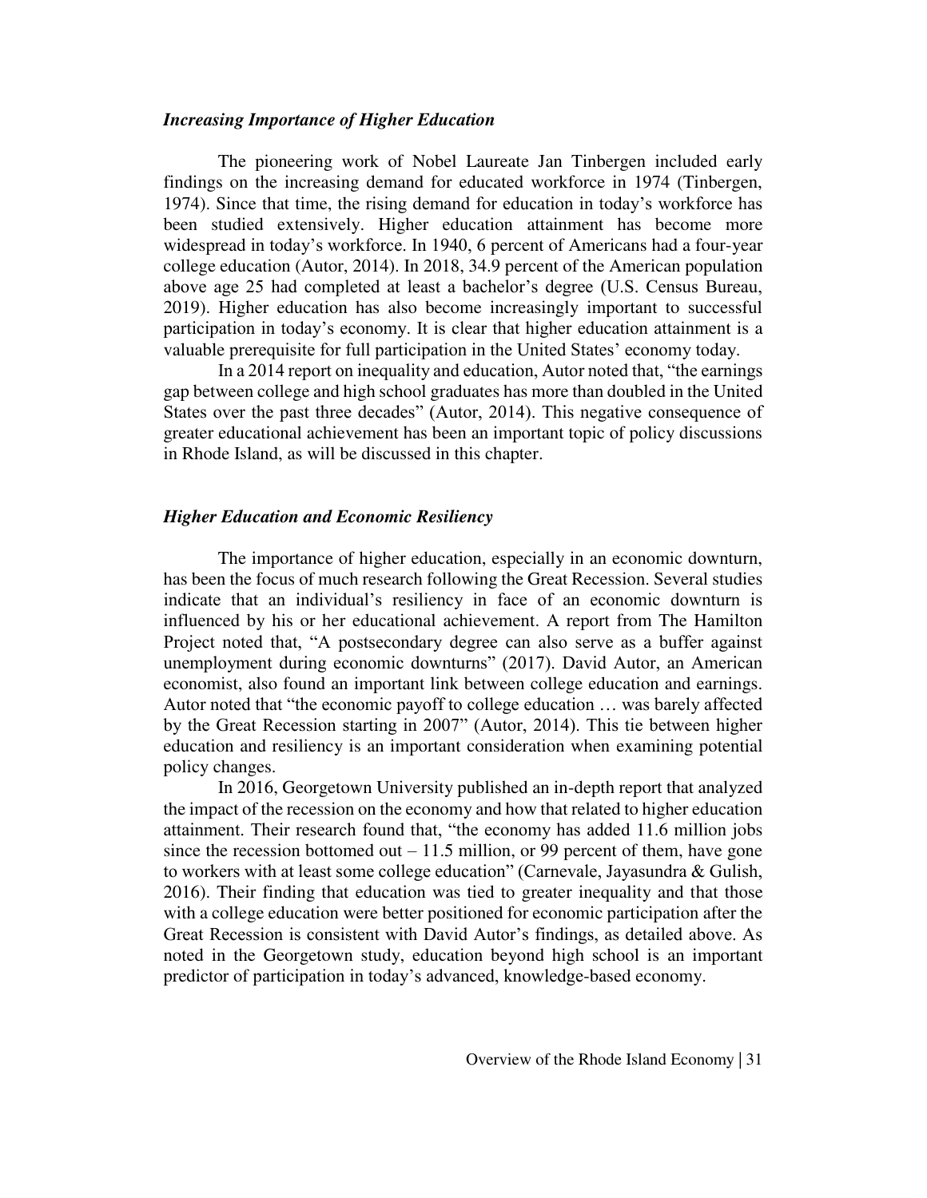### *Increasing Importance of Higher Education*

The pioneering work of Nobel Laureate Jan Tinbergen included early findings on the increasing demand for educated workforce in 1974 (Tinbergen, 1974). Since that time, the rising demand for education in today's workforce has been studied extensively. Higher education attainment has become more widespread in today's workforce. In 1940, 6 percent of Americans had a four-year college education (Autor, 2014). In 2018, 34.9 percent of the American population above age 25 had completed at least a bachelor's degree (U.S. Census Bureau, 2019). Higher education has also become increasingly important to successful participation in today's economy. It is clear that higher education attainment is a valuable prerequisite for full participation in the United States' economy today.

In a 2014 report on inequality and education, Autor noted that, "the earnings gap between college and high school graduates has more than doubled in the United States over the past three decades" (Autor, 2014). This negative consequence of greater educational achievement has been an important topic of policy discussions in Rhode Island, as will be discussed in this chapter.

### *Higher Education and Economic Resiliency*

The importance of higher education, especially in an economic downturn, has been the focus of much research following the Great Recession. Several studies indicate that an individual's resiliency in face of an economic downturn is influenced by his or her educational achievement. A report from The Hamilton Project noted that, "A postsecondary degree can also serve as a buffer against unemployment during economic downturns" (2017). David Autor, an American economist, also found an important link between college education and earnings. Autor noted that "the economic payoff to college education … was barely affected by the Great Recession starting in 2007" (Autor, 2014). This tie between higher education and resiliency is an important consideration when examining potential policy changes.

In 2016, Georgetown University published an in-depth report that analyzed the impact of the recession on the economy and how that related to higher education attainment. Their research found that, "the economy has added 11.6 million jobs since the recession bottomed out – 11.5 million, or 99 percent of them, have gone to workers with at least some college education" (Carnevale, Jayasundra & Gulish, 2016). Their finding that education was tied to greater inequality and that those with a college education were better positioned for economic participation after the Great Recession is consistent with David Autor's findings, as detailed above. As noted in the Georgetown study, education beyond high school is an important predictor of participation in today's advanced, knowledge-based economy.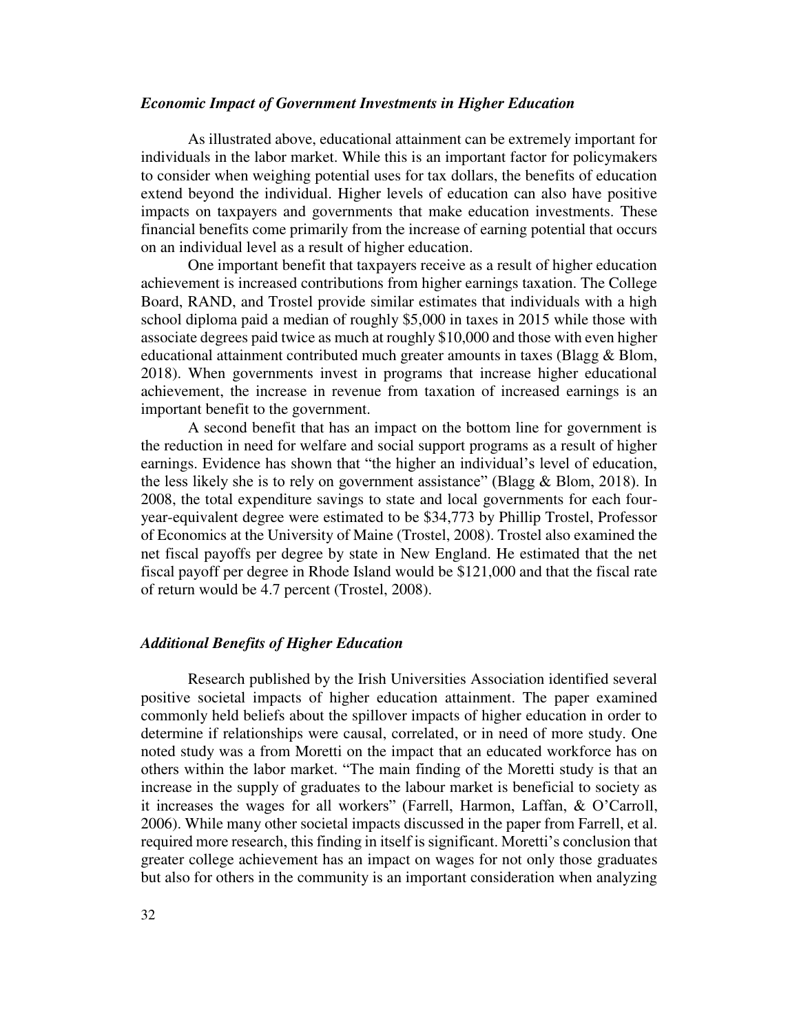### *Economic Impact of Government Investments in Higher Education*

As illustrated above, educational attainment can be extremely important for individuals in the labor market. While this is an important factor for policymakers to consider when weighing potential uses for tax dollars, the benefits of education extend beyond the individual. Higher levels of education can also have positive impacts on taxpayers and governments that make education investments. These financial benefits come primarily from the increase of earning potential that occurs on an individual level as a result of higher education.

One important benefit that taxpayers receive as a result of higher education achievement is increased contributions from higher earnings taxation. The College Board, RAND, and Trostel provide similar estimates that individuals with a high school diploma paid a median of roughly $5,000 in taxes in 2015 while those with associate degrees paid twice as much at roughly $10,000 and those with even higher educational attainment contributed much greater amounts in taxes (Blagg & Blom, 2018). When governments invest in programs that increase higher educational achievement, the increase in revenue from taxation of increased earnings is an important benefit to the government.

A second benefit that has an impact on the bottom line for government is the reduction in need for welfare and social support programs as a result of higher earnings. Evidence has shown that "the higher an individual's level of education, the less likely she is to rely on government assistance" (Blagg & Blom, 2018). In 2008, the total expenditure savings to state and local governments for each four-year-equivalent degree were estimated to be $34,773 by Phillip Trostel, Professor of Economics at the University of Maine (Trostel, 2008). Trostel also examined the net fiscal payoffs per degree by state in New England. He estimated that the net fiscal payoff per degree in Rhode Island would be $121,000 and that the fiscal rate of return would be 4.7 percent (Trostel, 2008).

### *Additional Benefits of Higher Education*

Research published by the Irish Universities Association identified several positive societal impacts of higher education attainment. The paper examined commonly held beliefs about the spillover impacts of higher education in order to determine if relationships were causal, correlated, or in need of more study. One noted study was a from Moretti on the impact that an educated workforce has on others within the labor market. "The main finding of the Moretti study is that an increase in the supply of graduates to the labour market is beneficial to society as it increases the wages for all workers" (Farrell, Harmon, Laffan, & O'Carroll, 2006). While many other societal impacts discussed in the paper from Farrell, et al. required more research, this finding in itself is significant. Moretti's conclusion that greater college achievement has an impact on wages for not only those graduates but also for others in the community is an important consideration when analyzing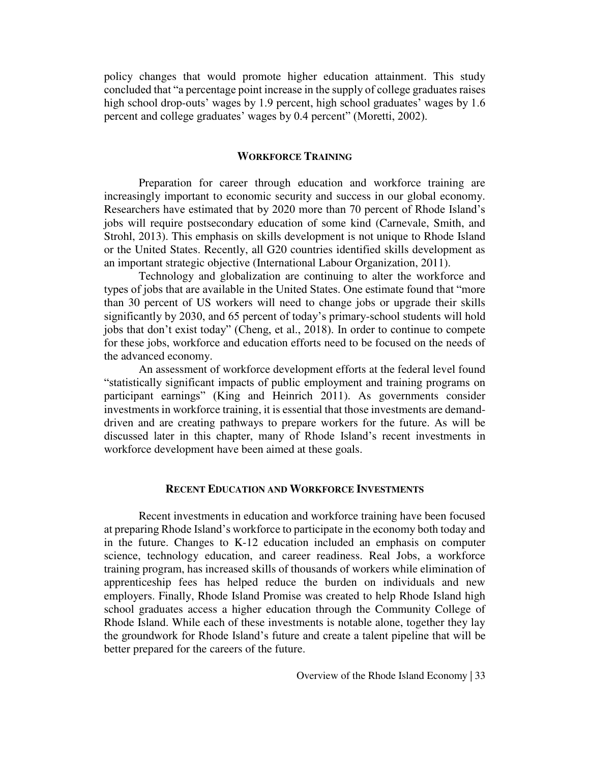policy changes that would promote higher education attainment. This study concluded that "a percentage point increase in the supply of college graduates raises high school drop-outs' wages by 1.9 percent, high school graduates' wages by 1.6 percent and college graduates' wages by 0.4 percent" (Moretti, 2002).

## WORKFORCE TRAINING

Preparation for career through education and workforce training are increasingly important to economic security and success in our global economy. Researchers have estimated that by 2020 more than 70 percent of Rhode Island's jobs will require postsecondary education of some kind (Carnevale, Smith, and Strohl, 2013). This emphasis on skills development is not unique to Rhode Island or the United States. Recently, all G20 countries identified skills development as an important strategic objective (International Labour Organization, 2011).

Technology and globalization are continuing to alter the workforce and types of jobs that are available in the United States. One estimate found that "more than 30 percent of US workers will need to change jobs or upgrade their skills significantly by 2030, and 65 percent of today's primary-school students will hold jobs that don't exist today" (Cheng, et al., 2018). In order to continue to compete for these jobs, workforce and education efforts need to be focused on the needs of the advanced economy.

An assessment of workforce development efforts at the federal level found "statistically significant impacts of public employment and training programs on participant earnings" (King and Heinrich 2011). As governments consider investments in workforce training, it is essential that those investments are demand-driven and are creating pathways to prepare workers for the future. As will be discussed later in this chapter, many of Rhode Island's recent investments in workforce development have been aimed at these goals.

## RECENT EDUCATION AND WORKFORCE INVESTMENTS

Recent investments in education and workforce training have been focused at preparing Rhode Island's workforce to participate in the economy both today and in the future. Changes to K-12 education included an emphasis on computer science, technology education, and career readiness. Real Jobs, a workforce training program, has increased skills of thousands of workers while elimination of apprenticeship fees has helped reduce the burden on individuals and new employers. Finally, Rhode Island Promise was created to help Rhode Island high school graduates access a higher education through the Community College of Rhode Island. While each of these investments is notable alone, together they lay the groundwork for Rhode Island's future and create a talent pipeline that will be better prepared for the careers of the future.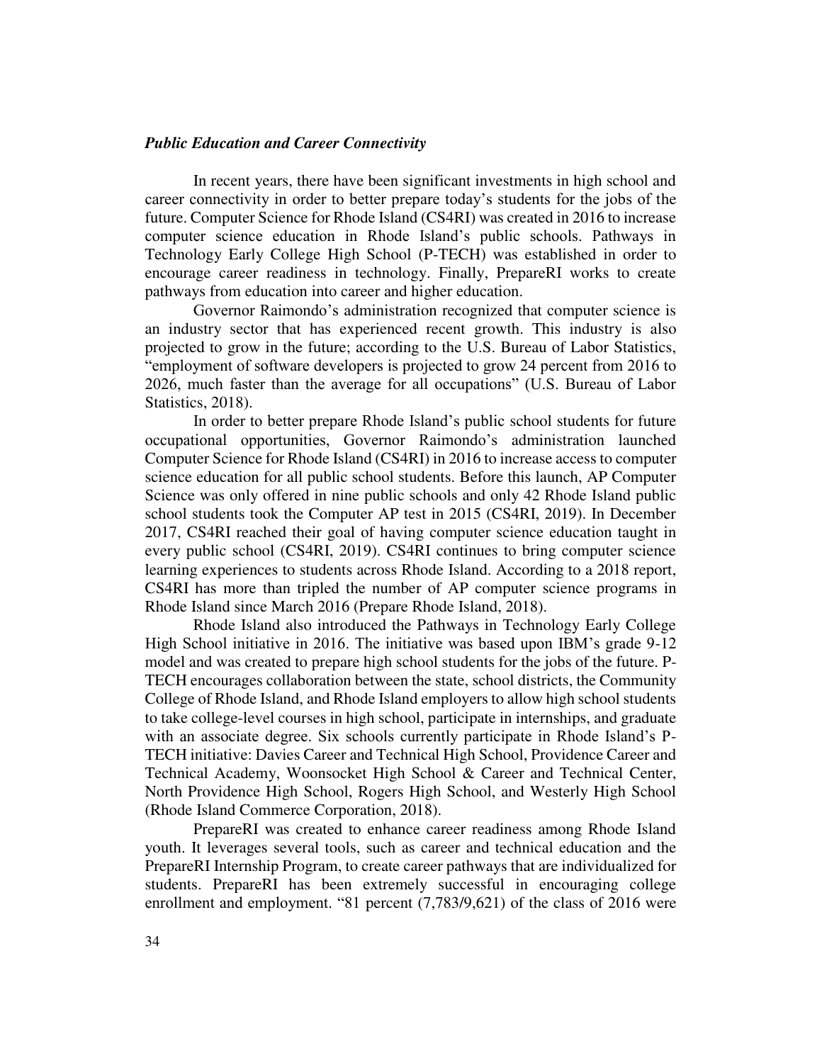### *Public Education and Career Connectivity*

In recent years, there have been significant investments in high school and career connectivity in order to better prepare today's students for the jobs of the future. Computer Science for Rhode Island (CS4RI) was created in 2016 to increase computer science education in Rhode Island's public schools. Pathways in Technology Early College High School (P-TECH) was established in order to encourage career readiness in technology. Finally, PrepareRI works to create pathways from education into career and higher education.

Governor Raimondo's administration recognized that computer science is an industry sector that has experienced recent growth. This industry is also projected to grow in the future; according to the U.S. Bureau of Labor Statistics, "employment of software developers is projected to grow 24 percent from 2016 to 2026, much faster than the average for all occupations" (U.S. Bureau of Labor Statistics, 2018).

In order to better prepare Rhode Island's public school students for future occupational opportunities, Governor Raimondo's administration launched Computer Science for Rhode Island (CS4RI) in 2016 to increase access to computer science education for all public school students. Before this launch, AP Computer Science was only offered in nine public schools and only 42 Rhode Island public school students took the Computer AP test in 2015 (CS4RI, 2019). In December 2017, CS4RI reached their goal of having computer science education taught in every public school (CS4RI, 2019). CS4RI continues to bring computer science learning experiences to students across Rhode Island. According to a 2018 report, CS4RI has more than tripled the number of AP computer science programs in Rhode Island since March 2016 (Prepare Rhode Island, 2018).

Rhode Island also introduced the Pathways in Technology Early College High School initiative in 2016. The initiative was based upon IBM's grade 9-12 model and was created to prepare high school students for the jobs of the future. P-TECH encourages collaboration between the state, school districts, the Community College of Rhode Island, and Rhode Island employers to allow high school students to take college-level courses in high school, participate in internships, and graduate with an associate degree. Six schools currently participate in Rhode Island's P-TECH initiative: Davies Career and Technical High School, Providence Career and Technical Academy, Woonsocket High School & Career and Technical Center, North Providence High School, Rogers High School, and Westerly High School (Rhode Island Commerce Corporation, 2018).

PrepareRI was created to enhance career readiness among Rhode Island youth. It leverages several tools, such as career and technical education and the PrepareRI Internship Program, to create career pathways that are individualized for students. PrepareRI has been extremely successful in encouraging college enrollment and employment. "81 percent (7,783/9,621) of the class of 2016 were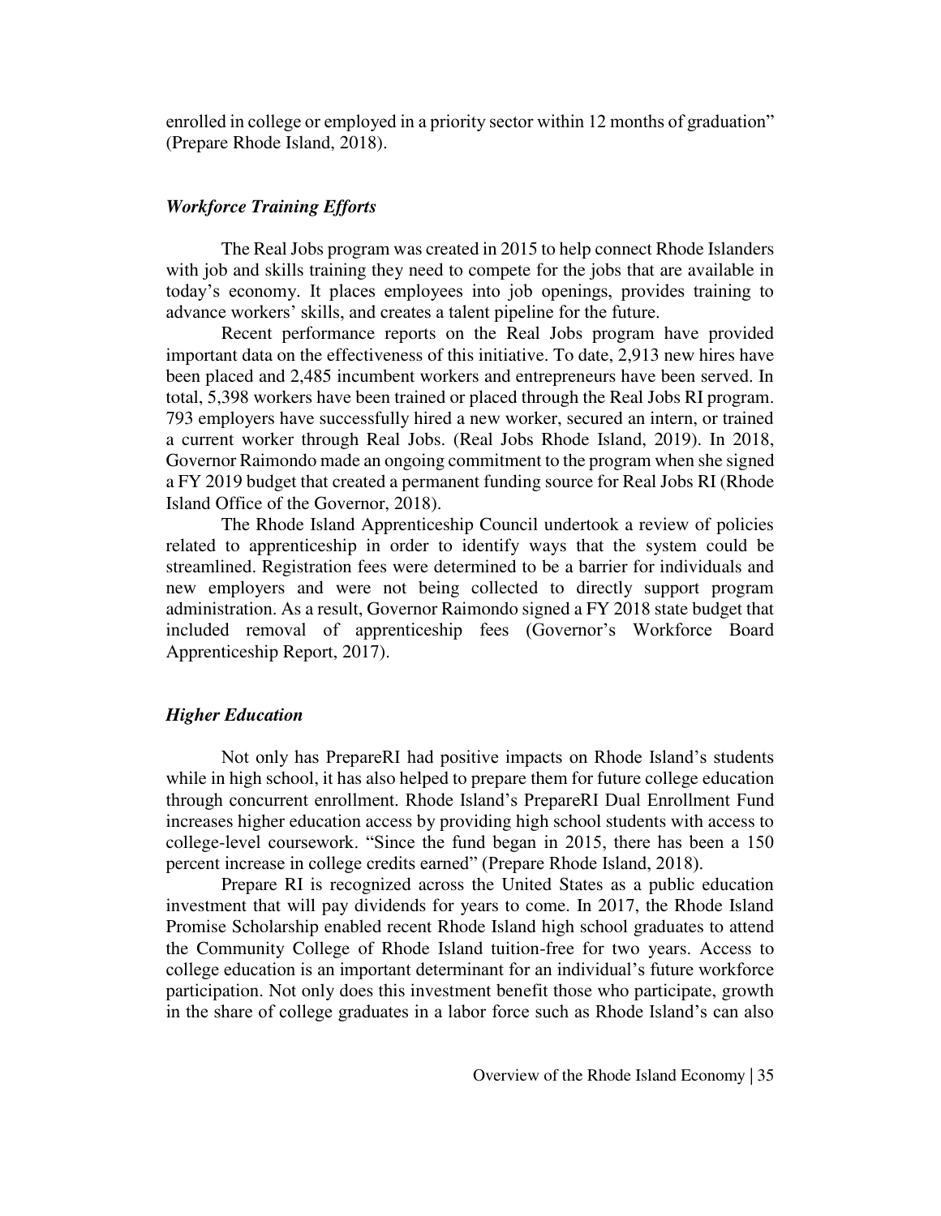enrolled in college or employed in a priority sector within 12 months of graduation" (Prepare Rhode Island, 2018).

### *Workforce Training Efforts*

The Real Jobs program was created in 2015 to help connect Rhode Islanders with job and skills training they need to compete for the jobs that are available in today's economy. It places employees into job openings, provides training to advance workers' skills, and creates a talent pipeline for the future.

Recent performance reports on the Real Jobs program have provided important data on the effectiveness of this initiative. To date, 2,913 new hires have been placed and 2,485 incumbent workers and entrepreneurs have been served. In total, 5,398 workers have been trained or placed through the Real Jobs RI program. 793 employers have successfully hired a new worker, secured an intern, or trained a current worker through Real Jobs. (Real Jobs Rhode Island, 2019). In 2018, Governor Raimondo made an ongoing commitment to the program when she signed a FY 2019 budget that created a permanent funding source for Real Jobs RI (Rhode Island Office of the Governor, 2018).

The Rhode Island Apprenticeship Council undertook a review of policies related to apprenticeship in order to identify ways that the system could be streamlined. Registration fees were determined to be a barrier for individuals and new employers and were not being collected to directly support program administration. As a result, Governor Raimondo signed a FY 2018 state budget that included removal of apprenticeship fees (Governor's Workforce Board Apprenticeship Report, 2017).

### *Higher Education*

Not only has PrepareRI had positive impacts on Rhode Island's students while in high school, it has also helped to prepare them for future college education through concurrent enrollment. Rhode Island's PrepareRI Dual Enrollment Fund increases higher education access by providing high school students with access to college-level coursework. "Since the fund began in 2015, there has been a 150 percent increase in college credits earned" (Prepare Rhode Island, 2018).

Prepare RI is recognized across the United States as a public education investment that will pay dividends for years to come. In 2017, the Rhode Island Promise Scholarship enabled recent Rhode Island high school graduates to attend the Community College of Rhode Island tuition-free for two years. Access to college education is an important determinant for an individual's future workforce participation. Not only does this investment benefit those who participate, growth in the share of college graduates in a labor force such as Rhode Island's can also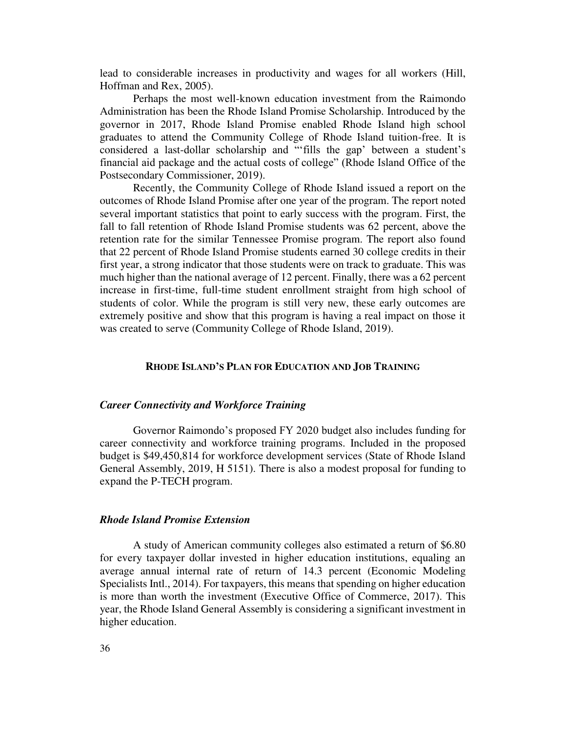lead to considerable increases in productivity and wages for all workers (Hill, Hoffman and Rex, 2005).

Perhaps the most well-known education investment from the Raimondo Administration has been the Rhode Island Promise Scholarship. Introduced by the governor in 2017, Rhode Island Promise enabled Rhode Island high school graduates to attend the Community College of Rhode Island tuition-free. It is considered a last-dollar scholarship and "'fills the gap' between a student's financial aid package and the actual costs of college" (Rhode Island Office of the Postsecondary Commissioner, 2019).

Recently, the Community College of Rhode Island issued a report on the outcomes of Rhode Island Promise after one year of the program. The report noted several important statistics that point to early success with the program. First, the fall to fall retention of Rhode Island Promise students was 62 percent, above the retention rate for the similar Tennessee Promise program. The report also found that 22 percent of Rhode Island Promise students earned 30 college credits in their first year, a strong indicator that those students were on track to graduate. This was much higher than the national average of 12 percent. Finally, there was a 62 percent increase in first-time, full-time student enrollment straight from high school of students of color. While the program is still very new, these early outcomes are extremely positive and show that this program is having a real impact on those it was created to serve (Community College of Rhode Island, 2019).

## RHODE ISLAND'S PLAN FOR EDUCATION AND JOB TRAINING

### *Career Connectivity and Workforce Training*

Governor Raimondo's proposed FY 2020 budget also includes funding for career connectivity and workforce training programs. Included in the proposed budget is $49,450,814 for workforce development services (State of Rhode Island General Assembly, 2019, H 5151). There is also a modest proposal for funding to expand the P-TECH program.

### *Rhode Island Promise Extension*

A study of American community colleges also estimated a return of $6.80 for every taxpayer dollar invested in higher education institutions, equaling an average annual internal rate of return of 14.3 percent (Economic Modeling Specialists Intl., 2014). For taxpayers, this means that spending on higher education is more than worth the investment (Executive Office of Commerce, 2017). This year, the Rhode Island General Assembly is considering a significant investment in higher education.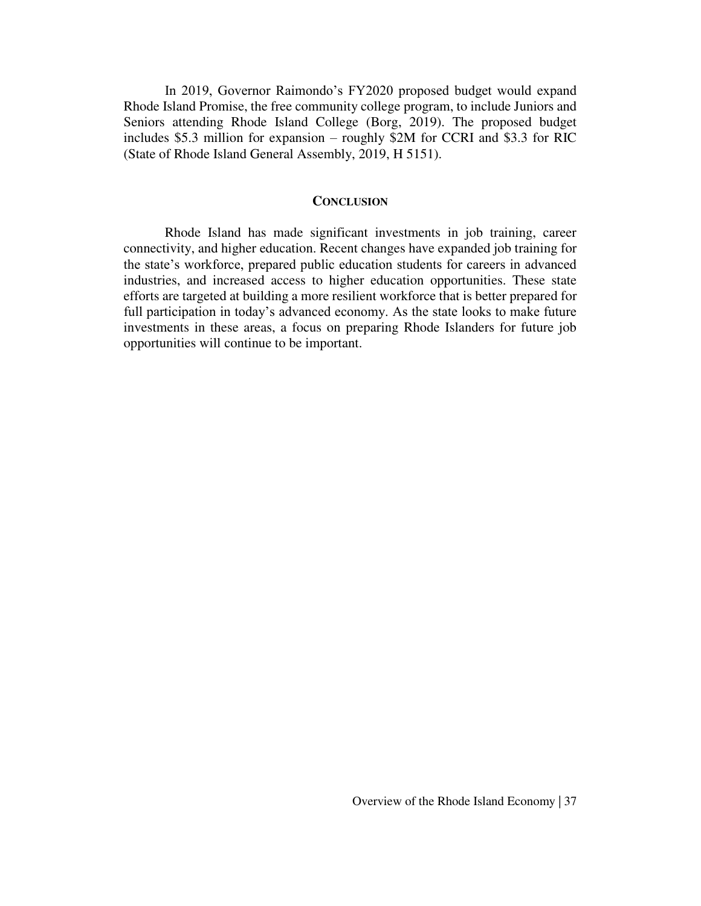In 2019, Governor Raimondo's FY2020 proposed budget would expand Rhode Island Promise, the free community college program, to include Juniors and Seniors attending Rhode Island College (Borg, 2019). The proposed budget includes $5.3 million for expansion – roughly $2M for CCRI and $3.3 for RIC (State of Rhode Island General Assembly, 2019, H 5151).

## Conclusion

Rhode Island has made significant investments in job training, career connectivity, and higher education. Recent changes have expanded job training for the state's workforce, prepared public education students for careers in advanced industries, and increased access to higher education opportunities. These state efforts are targeted at building a more resilient workforce that is better prepared for full participation in today's advanced economy. As the state looks to make future investments in these areas, a focus on preparing Rhode Islanders for future job opportunities will continue to be important.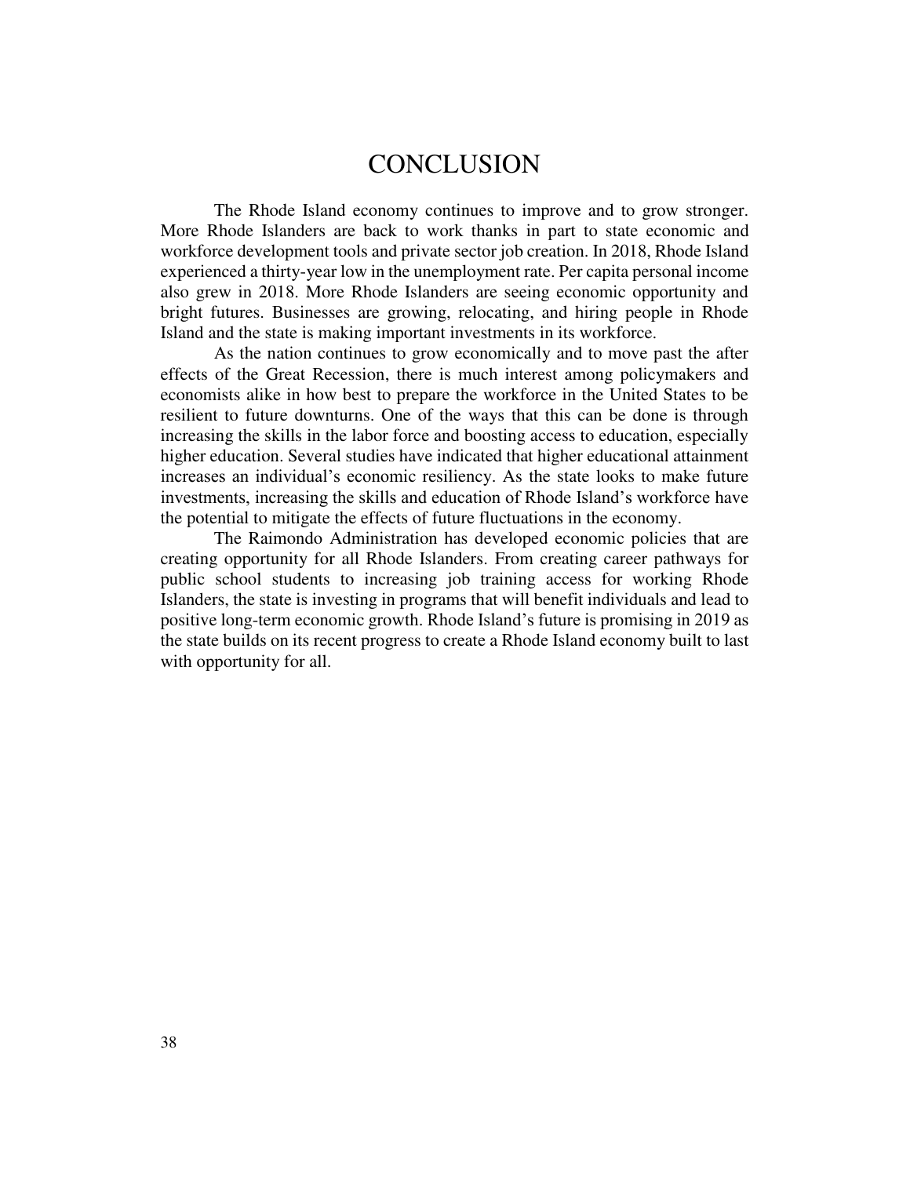# CONCLUSION

The Rhode Island economy continues to improve and to grow stronger. More Rhode Islanders are back to work thanks in part to state economic and workforce development tools and private sector job creation. In 2018, Rhode Island experienced a thirty-year low in the unemployment rate. Per capita personal income also grew in 2018. More Rhode Islanders are seeing economic opportunity and bright futures. Businesses are growing, relocating, and hiring people in Rhode Island and the state is making important investments in its workforce.

As the nation continues to grow economically and to move past the after effects of the Great Recession, there is much interest among policymakers and economists alike in how best to prepare the workforce in the United States to be resilient to future downturns. One of the ways that this can be done is through increasing the skills in the labor force and boosting access to education, especially higher education. Several studies have indicated that higher educational attainment increases an individual's economic resiliency. As the state looks to make future investments, increasing the skills and education of Rhode Island's workforce have the potential to mitigate the effects of future fluctuations in the economy.

The Raimondo Administration has developed economic policies that are creating opportunity for all Rhode Islanders. From creating career pathways for public school students to increasing job training access for working Rhode Islanders, the state is investing in programs that will benefit individuals and lead to positive long-term economic growth. Rhode Island's future is promising in 2019 as the state builds on its recent progress to create a Rhode Island economy built to last with opportunity for all.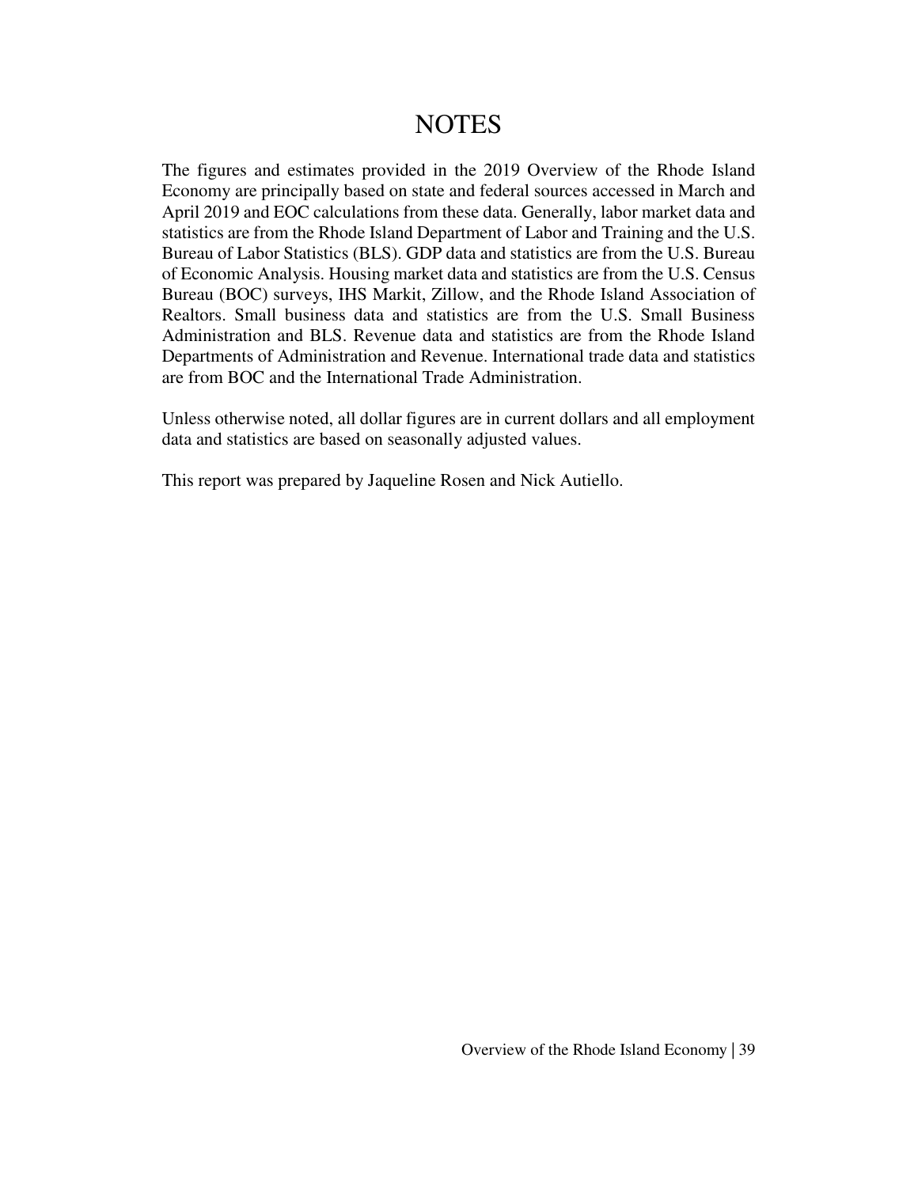# NOTES

The figures and estimates provided in the 2019 Overview of the Rhode Island Economy are principally based on state and federal sources accessed in March and April 2019 and EOC calculations from these data. Generally, labor market data and statistics are from the Rhode Island Department of Labor and Training and the U.S. Bureau of Labor Statistics (BLS). GDP data and statistics are from the U.S. Bureau of Economic Analysis. Housing market data and statistics are from the U.S. Census Bureau (BOC) surveys, IHS Markit, Zillow, and the Rhode Island Association of Realtors. Small business data and statistics are from the U.S. Small Business Administration and BLS. Revenue data and statistics are from the Rhode Island Departments of Administration and Revenue. International trade data and statistics are from BOC and the International Trade Administration.

Unless otherwise noted, all dollar figures are in current dollars and all employment data and statistics are based on seasonally adjusted values.

This report was prepared by Jaqueline Rosen and Nick Autiello.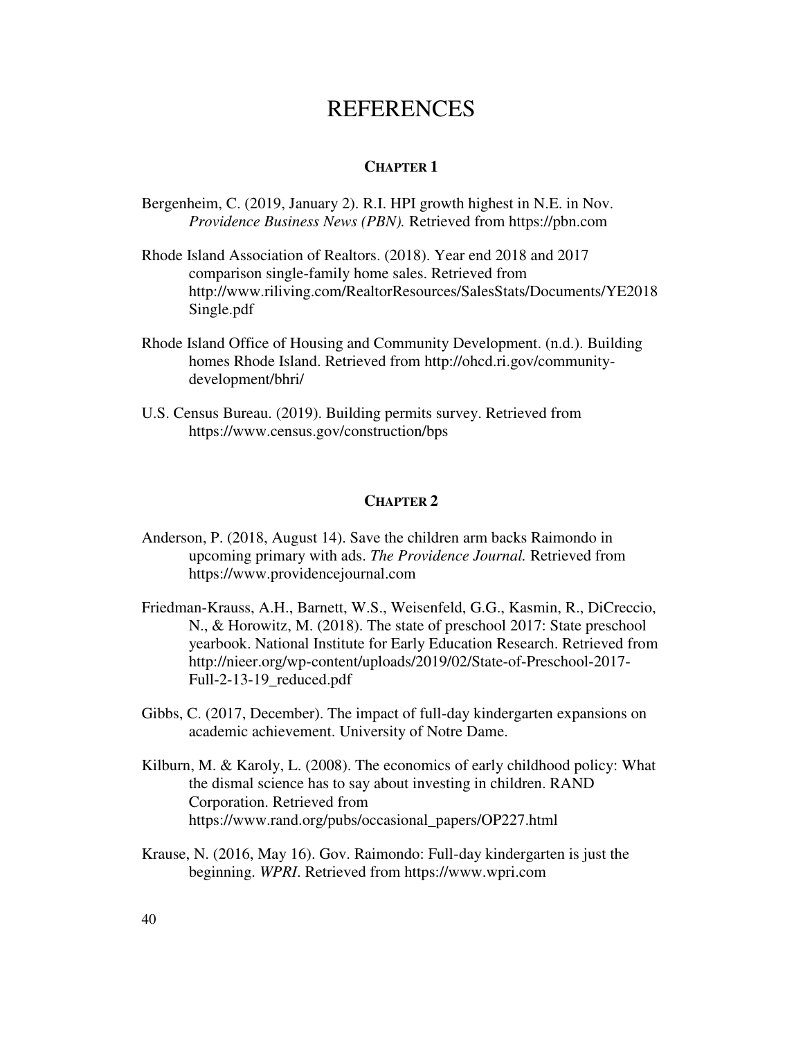# REFERENCES

## CHAPTER 1

Bergenheim, C. (2019, January 2). R.I. HPI growth highest in N.E. in Nov. *Providence Business News (PBN).* Retrieved from https://pbn.com

Rhode Island Association of Realtors. (2018). Year end 2018 and 2017 comparison single-family home sales. Retrieved from http://www.riliving.com/RealtorResources/SalesStats/Documents/YE2018Single.pdf

Rhode Island Office of Housing and Community Development. (n.d.). Building homes Rhode Island. Retrieved from http://ohcd.ri.gov/community-development/bhri/

U.S. Census Bureau. (2019). Building permits survey. Retrieved from https://www.census.gov/construction/bps

## CHAPTER 2

Anderson, P. (2018, August 14). Save the children arm backs Raimondo in upcoming primary with ads. *The Providence Journal.* Retrieved from https://www.providencejournal.com

Friedman-Krauss, A.H., Barnett, W.S., Weisenfeld, G.G., Kasmin, R., DiCreccio, N., & Horowitz, M. (2018). The state of preschool 2017: State preschool yearbook. National Institute for Early Education Research. Retrieved from http://nieer.org/wp-content/uploads/2019/02/State-of-Preschool-2017-Full-2-13-19_reduced.pdf

Gibbs, C. (2017, December). The impact of full-day kindergarten expansions on academic achievement. University of Notre Dame.

Kilburn, M. & Karoly, L. (2008). The economics of early childhood policy: What the dismal science has to say about investing in children. RAND Corporation. Retrieved from https://www.rand.org/pubs/occasional_papers/OP227.html

Krause, N. (2016, May 16). Gov. Raimondo: Full-day kindergarten is just the beginning. *WPRI*. Retrieved from https://www.wpri.com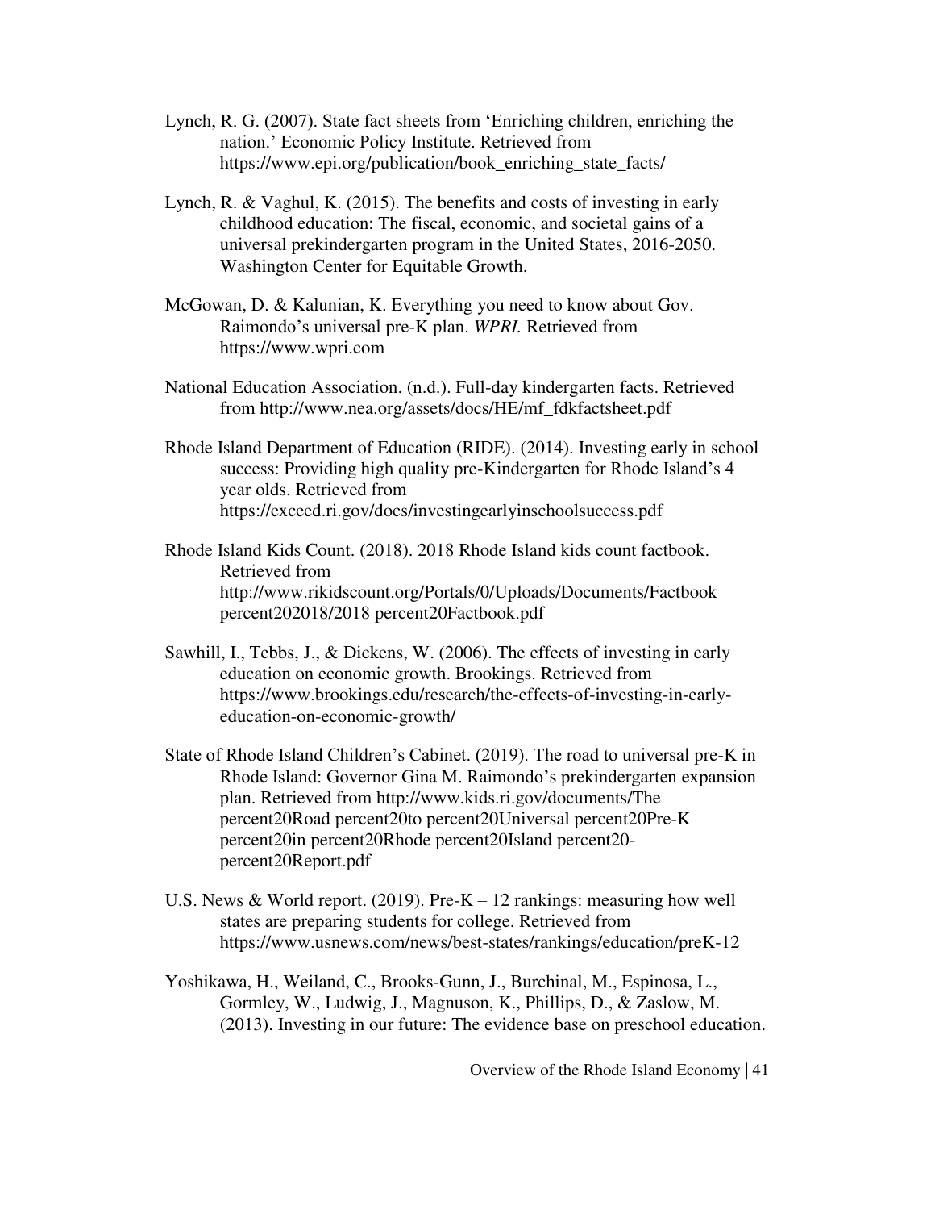Lynch, R. G. (2007). State fact sheets from 'Enriching children, enriching the nation.' Economic Policy Institute. Retrieved from https://www.epi.org/publication/book_enriching_state_facts/

Lynch, R. & Vaghul, K. (2015). The benefits and costs of investing in early childhood education: The fiscal, economic, and societal gains of a universal prekindergarten program in the United States, 2016-2050. Washington Center for Equitable Growth.

McGowan, D. & Kalunian, K. Everything you need to know about Gov. Raimondo's universal pre-K plan. *WPRI.* Retrieved from https://www.wpri.com

National Education Association. (n.d.). Full-day kindergarten facts. Retrieved from http://www.nea.org/assets/docs/HE/mf_fdkfactsheet.pdf

Rhode Island Department of Education (RIDE). (2014). Investing early in school success: Providing high quality pre-Kindergarten for Rhode Island's 4 year olds. Retrieved from https://exceed.ri.gov/docs/investingearlyinschoolsuccess.pdf

Rhode Island Kids Count. (2018). 2018 Rhode Island kids count factbook. Retrieved from http://www.rikidscount.org/Portals/0/Uploads/Documents/Factbook percent202018/2018 percent20Factbook.pdf

Sawhill, I., Tebbs, J., & Dickens, W. (2006). The effects of investing in early education on economic growth. Brookings. Retrieved from https://www.brookings.edu/research/the-effects-of-investing-in-early-education-on-economic-growth/

State of Rhode Island Children's Cabinet. (2019). The road to universal pre-K in Rhode Island: Governor Gina M. Raimondo's prekindergarten expansion plan. Retrieved from http://www.kids.ri.gov/documents/The percent20Road percent20to percent20Universal percent20Pre-K percent20in percent20Rhode percent20Island percent20-percent20Report.pdf

U.S. News & World report. (2019). Pre-K – 12 rankings: measuring how well states are preparing students for college. Retrieved from https://www.usnews.com/news/best-states/rankings/education/preK-12

Yoshikawa, H., Weiland, C., Brooks-Gunn, J., Burchinal, M., Espinosa, L., Gormley, W., Ludwig, J., Magnuson, K., Phillips, D., & Zaslow, M. (2013). Investing in our future: The evidence base on preschool education.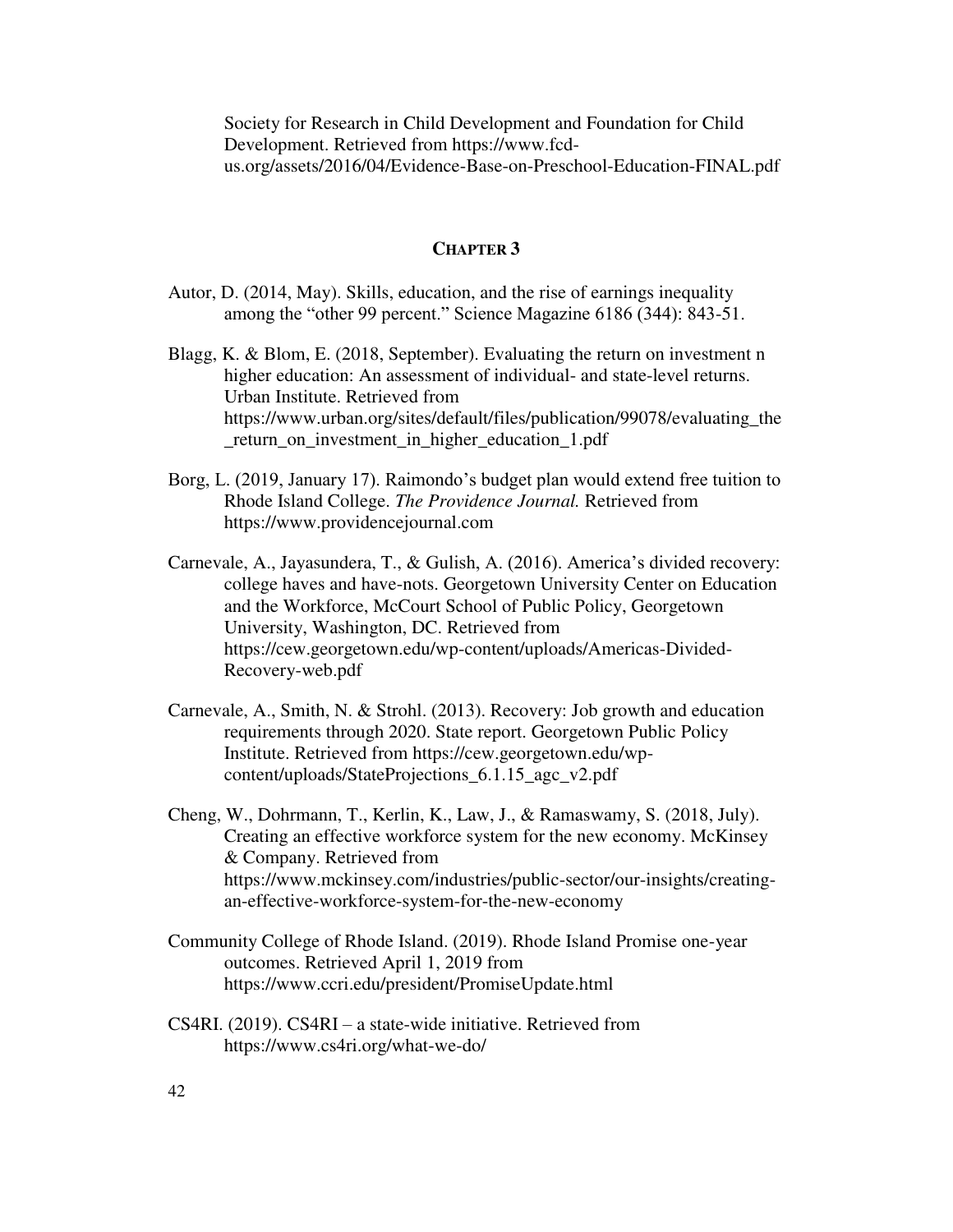Society for Research in Child Development and Foundation for Child Development. Retrieved from https://www.fcd-us.org/assets/2016/04/Evidence-Base-on-Preschool-Education-FINAL.pdf

## CHAPTER 3

Autor, D. (2014, May). Skills, education, and the rise of earnings inequality among the "other 99 percent." Science Magazine 6186 (344): 843-51.

Blagg, K. & Blom, E. (2018, September). Evaluating the return on investment n higher education: An assessment of individual- and state-level returns. Urban Institute. Retrieved from https://www.urban.org/sites/default/files/publication/99078/evaluating_the_return_on_investment_in_higher_education_1.pdf

Borg, L. (2019, January 17). Raimondo's budget plan would extend free tuition to Rhode Island College. *The Providence Journal.* Retrieved from https://www.providencejournal.com

Carnevale, A., Jayasundera, T., & Gulish, A. (2016). America's divided recovery: college haves and have-nots. Georgetown University Center on Education and the Workforce, McCourt School of Public Policy, Georgetown University, Washington, DC. Retrieved from https://cew.georgetown.edu/wp-content/uploads/Americas-Divided-Recovery-web.pdf

Carnevale, A., Smith, N. & Strohl. (2013). Recovery: Job growth and education requirements through 2020. State report. Georgetown Public Policy Institute. Retrieved from https://cew.georgetown.edu/wp-content/uploads/StateProjections_6.1.15_agc_v2.pdf

Cheng, W., Dohrmann, T., Kerlin, K., Law, J., & Ramaswamy, S. (2018, July). Creating an effective workforce system for the new economy. McKinsey & Company. Retrieved from https://www.mckinsey.com/industries/public-sector/our-insights/creating-an-effective-workforce-system-for-the-new-economy

Community College of Rhode Island. (2019). Rhode Island Promise one-year outcomes. Retrieved April 1, 2019 from https://www.ccri.edu/president/PromiseUpdate.html

CS4RI. (2019). CS4RI – a state-wide initiative. Retrieved from https://www.cs4ri.org/what-we-do/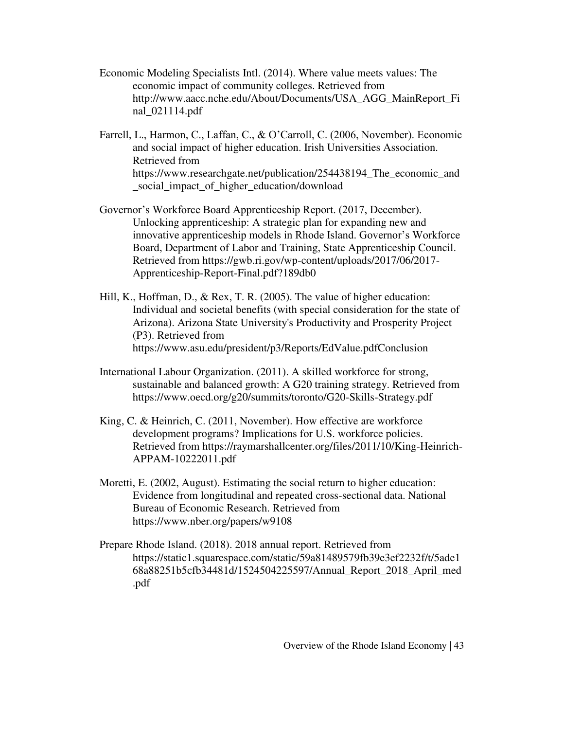Economic Modeling Specialists Intl. (2014). Where value meets values: The economic impact of community colleges. Retrieved from http://www.aacc.nche.edu/About/Documents/USA_AGG_MainReport_Final_021114.pdf

Farrell, L., Harmon, C., Laffan, C., & O'Carroll, C. (2006, November). Economic and social impact of higher education. Irish Universities Association. Retrieved from https://www.researchgate.net/publication/254438194_The_economic_and_social_impact_of_higher_education/download

Governor's Workforce Board Apprenticeship Report. (2017, December). Unlocking apprenticeship: A strategic plan for expanding new and innovative apprenticeship models in Rhode Island. Governor's Workforce Board, Department of Labor and Training, State Apprenticeship Council. Retrieved from https://gwb.ri.gov/wp-content/uploads/2017/06/2017-Apprenticeship-Report-Final.pdf?189db0

Hill, K., Hoffman, D., & Rex, T. R. (2005). The value of higher education: Individual and societal benefits (with special consideration for the state of Arizona). Arizona State University's Productivity and Prosperity Project (P3). Retrieved from https://www.asu.edu/president/p3/Reports/EdValue.pdfConclusion

International Labour Organization. (2011). A skilled workforce for strong, sustainable and balanced growth: A G20 training strategy. Retrieved from https://www.oecd.org/g20/summits/toronto/G20-Skills-Strategy.pdf

King, C. & Heinrich, C. (2011, November). How effective are workforce development programs? Implications for U.S. workforce policies. Retrieved from https://raymarshallcenter.org/files/2011/10/King-Heinrich-APPAM-10222011.pdf

Moretti, E. (2002, August). Estimating the social return to higher education: Evidence from longitudinal and repeated cross-sectional data. National Bureau of Economic Research. Retrieved from https://www.nber.org/papers/w9108

Prepare Rhode Island. (2018). 2018 annual report. Retrieved from https://static1.squarespace.com/static/59a81489579fb39e3ef2232f/t/5ade168a88251b5cfb34481d/1524504225597/Annual_Report_2018_April_med.pdf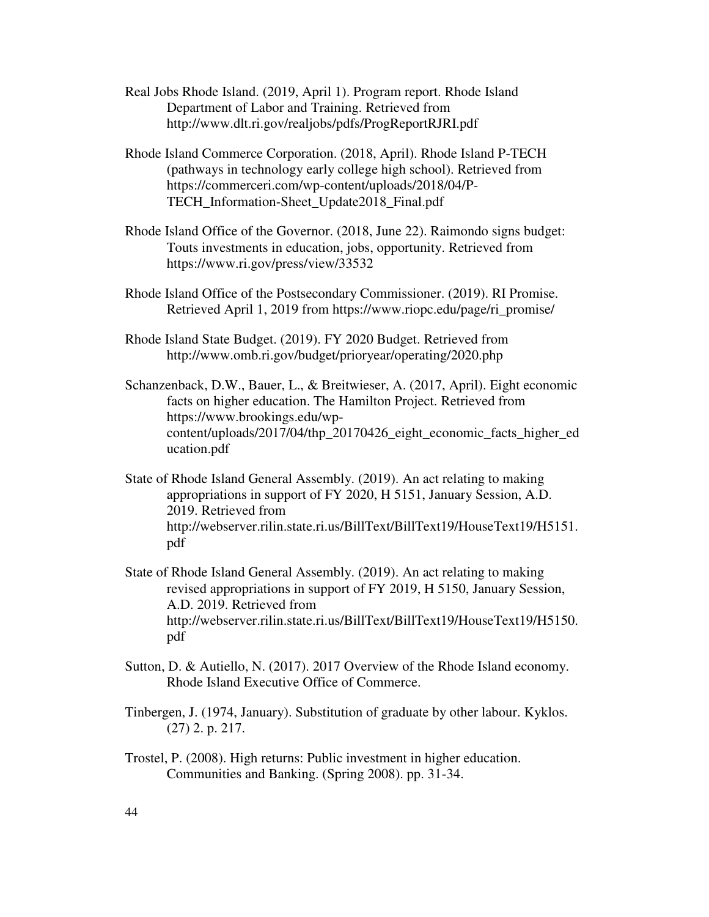Real Jobs Rhode Island. (2019, April 1). Program report. Rhode Island Department of Labor and Training. Retrieved from http://www.dlt.ri.gov/realjobs/pdfs/ProgReportRJRI.pdf

Rhode Island Commerce Corporation. (2018, April). Rhode Island P-TECH (pathways in technology early college high school). Retrieved from https://commerceri.com/wp-content/uploads/2018/04/P-TECH_Information-Sheet_Update2018_Final.pdf

Rhode Island Office of the Governor. (2018, June 22). Raimondo signs budget: Touts investments in education, jobs, opportunity. Retrieved from https://www.ri.gov/press/view/33532

Rhode Island Office of the Postsecondary Commissioner. (2019). RI Promise. Retrieved April 1, 2019 from https://www.riopc.edu/page/ri_promise/

Rhode Island State Budget. (2019). FY 2020 Budget. Retrieved from http://www.omb.ri.gov/budget/prioryear/operating/2020.php

Schanzenback, D.W., Bauer, L., & Breitwieser, A. (2017, April). Eight economic facts on higher education. The Hamilton Project. Retrieved from https://www.brookings.edu/wp-content/uploads/2017/04/thp_20170426_eight_economic_facts_higher_education.pdf

State of Rhode Island General Assembly. (2019). An act relating to making appropriations in support of FY 2020, H 5151, January Session, A.D. 2019. Retrieved from http://webserver.rilin.state.ri.us/BillText/BillText19/HouseText19/H5151.pdf

State of Rhode Island General Assembly. (2019). An act relating to making revised appropriations in support of FY 2019, H 5150, January Session, A.D. 2019. Retrieved from http://webserver.rilin.state.ri.us/BillText/BillText19/HouseText19/H5150.pdf

Sutton, D. & Autiello, N. (2017). 2017 Overview of the Rhode Island economy. Rhode Island Executive Office of Commerce.

Tinbergen, J. (1974, January). Substitution of graduate by other labour. Kyklos. (27) 2. p. 217.

Trostel, P. (2008). High returns: Public investment in higher education. Communities and Banking. (Spring 2008). pp. 31-34.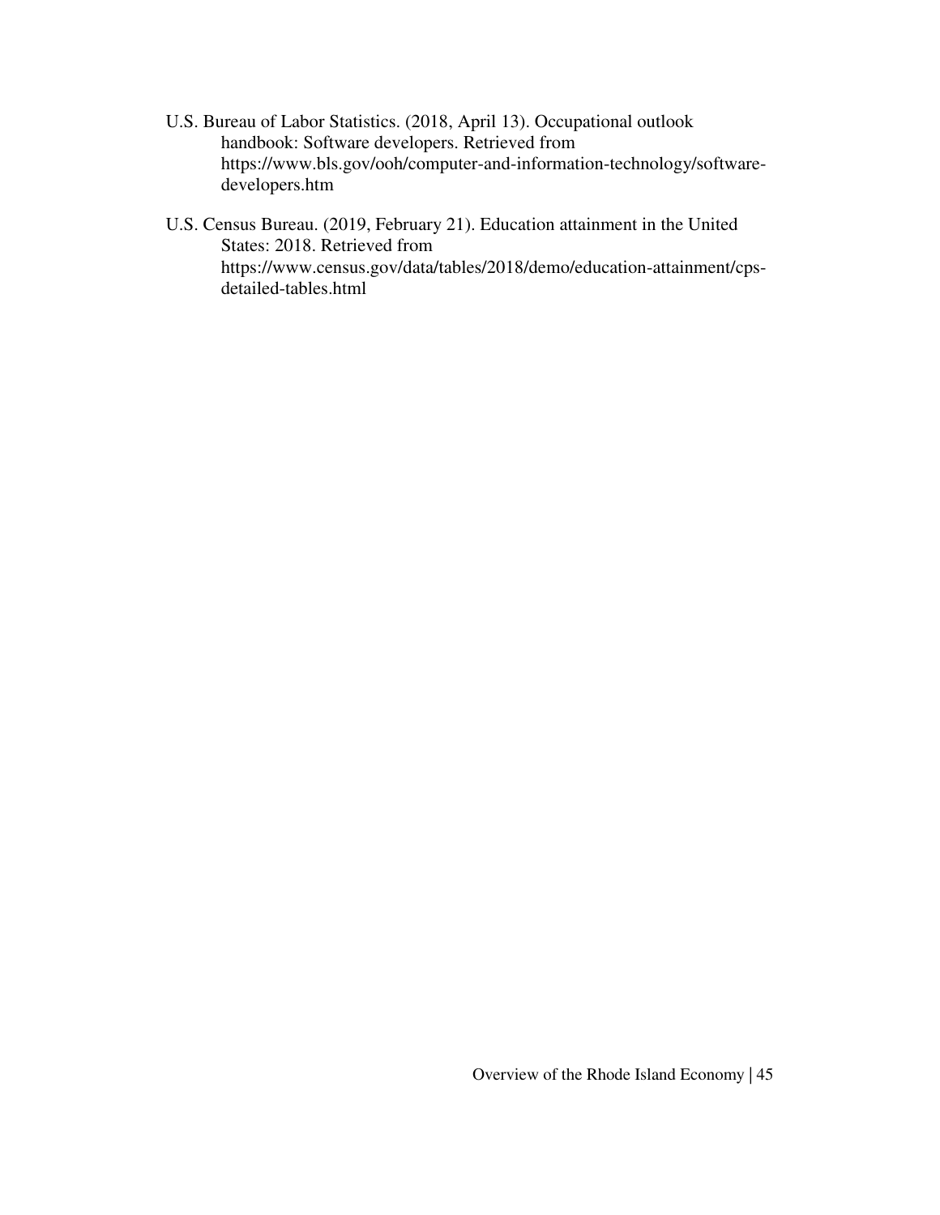U.S. Bureau of Labor Statistics. (2018, April 13). Occupational outlook handbook: Software developers. Retrieved from https://www.bls.gov/ooh/computer-and-information-technology/software-developers.htm

U.S. Census Bureau. (2019, February 21). Education attainment in the United States: 2018. Retrieved from https://www.census.gov/data/tables/2018/demo/education-attainment/cps-detailed-tables.html